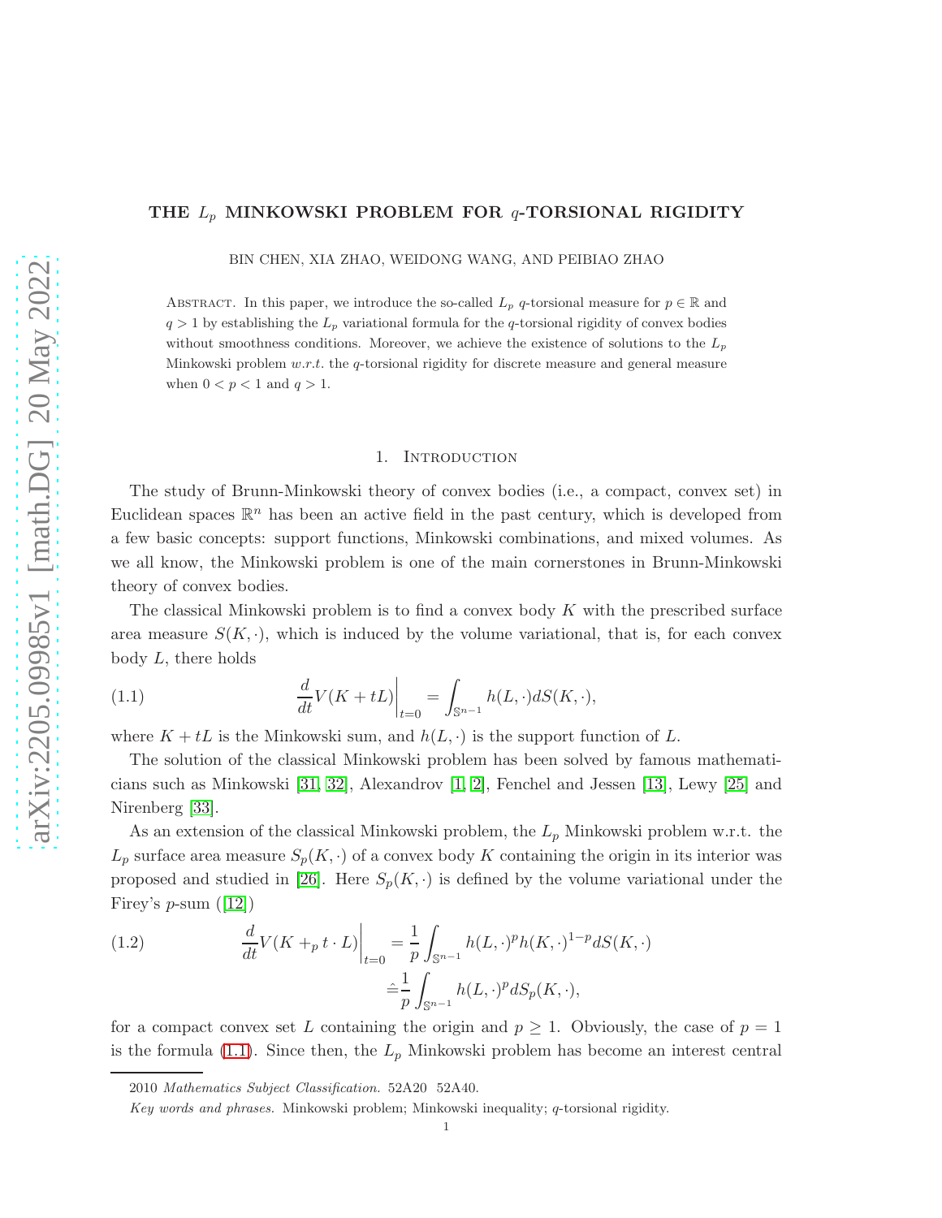# THE $L_p$ MINKOWSKI PROBLEM FOR $q$-TORSIONAL RIGIDITY

BIN CHEN, XIA ZHAO, WEIDONG WANG, AND PEIBIAO ZHAO

Abstract. In this paper, we introduce the so-called $L_p$ $q$-torsional measure for $p \in \mathbb{R}$ and $q > 1$ by establishing the $L_p$ variational formula for the $q$-torsional rigidity of convex bodies without smoothness conditions. Moreover, we achieve the existence of solutions to the $L_p$ Minkowski problem *w.r.t.* the $q$-torsional rigidity for discrete measure and general measure when $0 < p < 1$ and $q > 1$.

## 1. Introduction

The study of Brunn-Minkowski theory of convex bodies (i.e., a compact, convex set) in Euclidean spaces $\mathbb{R}^n$ has been an active field in the past century, which is developed from a few basic concepts: support functions, Minkowski combinations, and mixed volumes. As we all know, the Minkowski problem is one of the main cornerstones in Brunn-Minkowski theory of convex bodies.

The classical Minkowski problem is to find a convex body $K$ with the prescribed surface area measure $S(K, \cdot)$, which is induced by the volume variational, that is, for each convex body $L$, there holds

$$\frac{d}{dt}V(K + tL)\bigg|_{t=0} = \int_{\mathbb{S}^{n-1}} h(L, \cdot)dS(K, \cdot), \tag{1.1}$$

where $K + tL$ is the Minkowski sum, and $h(L, \cdot)$ is the support function of $L$.

The solution of the classical Minkowski problem has been solved by famous mathematicians such as Minkowski [31, 32], Alexandrov [1, 2], Fenchel and Jessen [13], Lewy [25] and Nirenberg [33].

As an extension of the classical Minkowski problem, the $L_p$ Minkowski problem w.r.t. the $L_p$ surface area measure $S_p(K, \cdot)$ of a convex body $K$ containing the origin in its interior was proposed and studied in [26]. Here $S_p(K, \cdot)$ is defined by the volume variational under the Firey's $p$-sum ([12])

$$\begin{aligned}\frac{d}{dt}V(K +_p t \cdot L)\bigg|_{t=0} &= \frac{1}{p}\int_{\mathbb{S}^{n-1}} h(L, \cdot)^p h(K, \cdot)^{1-p} dS(K, \cdot) \\ &\hat{=} \frac{1}{p}\int_{\mathbb{S}^{n-1}} h(L, \cdot)^p dS_p(K, \cdot),\end{aligned} \tag{1.2}$$

for a compact convex set $L$ containing the origin and $p \geq 1$. Obviously, the case of $p = 1$ is the formula (1.1). Since then, the $L_p$ Minkowski problem has become an interest central

2010 *Mathematics Subject Classification.* 52A20 52A40.

*Key words and phrases.* Minkowski problem; Minkowski inequality; $q$-torsional rigidity.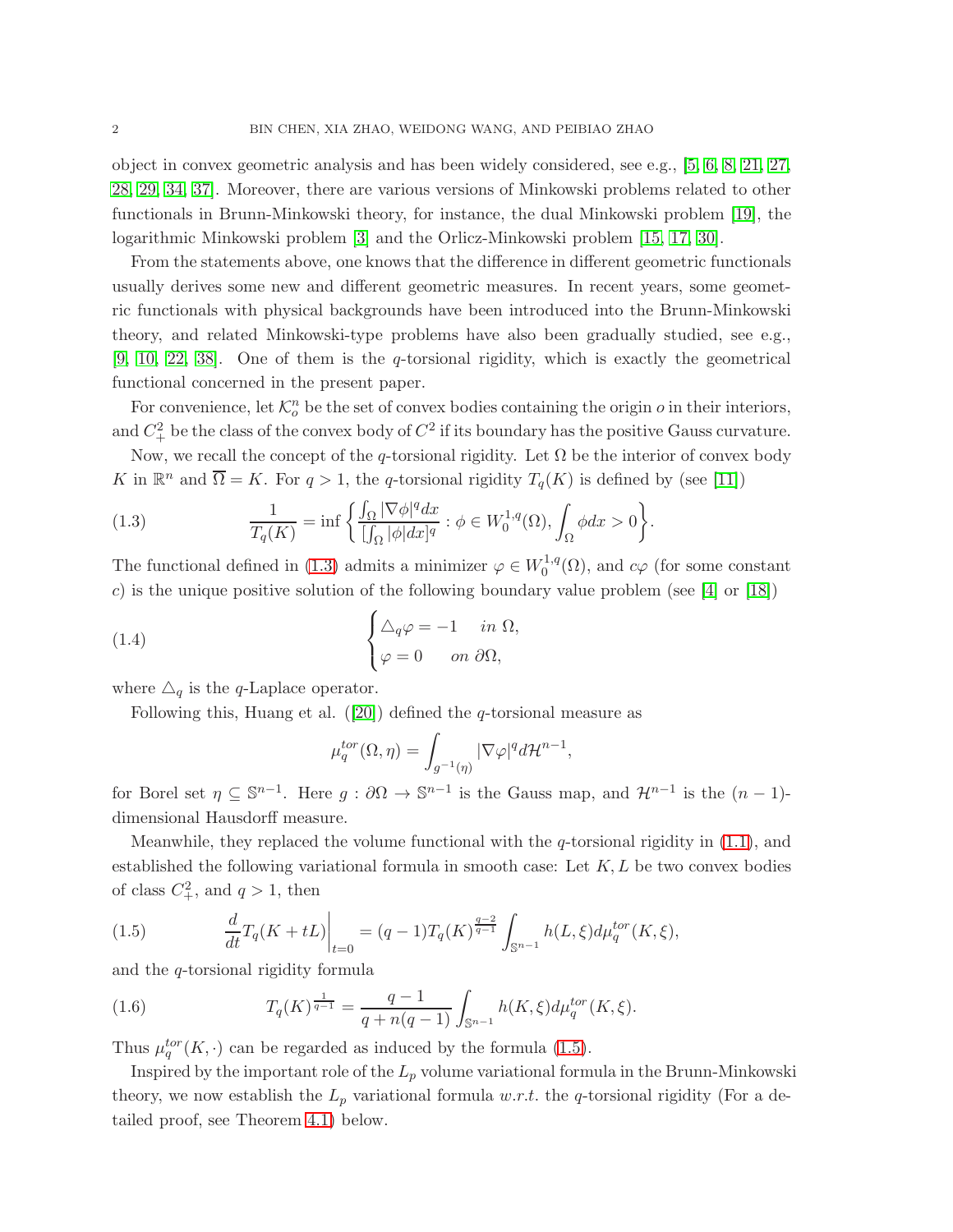object in convex geometric analysis and has been widely considered, see e.g., [5, 6, 8, 21, 27, 28, 29, 34, 37]. Moreover, there are various versions of Minkowski problems related to other functionals in Brunn-Minkowski theory, for instance, the dual Minkowski problem [19], the logarithmic Minkowski problem [3] and the Orlicz-Minkowski problem [15, 17, 30].

From the statements above, one knows that the difference in different geometric functionals usually derives some new and different geometric measures. In recent years, some geometric functionals with physical backgrounds have been introduced into the Brunn-Minkowski theory, and related Minkowski-type problems have also been gradually studied, see e.g., [9, 10, 22, 38]. One of them is the $q$-torsional rigidity, which is exactly the geometrical functional concerned in the present paper.

For convenience, let $\mathcal{K}_o^n$ be the set of convex bodies containing the origin $o$ in their interiors, and $C_+^2$ be the class of the convex body of $C^2$ if its boundary has the positive Gauss curvature.

Now, we recall the concept of the $q$-torsional rigidity. Let $\Omega$ be the interior of convex body $K$ in $\mathbb{R}^n$ and $\overline{\Omega} = K$. For $q > 1$, the $q$-torsional rigidity $T_q(K)$ is defined by (see [11])

$$\frac{1}{T_q(K)} = \inf\left\{\frac{\int_\Omega |\nabla\phi|^q dx}{[\int_\Omega |\phi| dx]^q} : \phi \in W_0^{1,q}(\Omega), \int_\Omega \phi dx > 0\right\}. \tag{1.3}$$

The functional defined in (1.3) admits a minimizer $\varphi \in W_0^{1,q}(\Omega)$, and $c\varphi$ (for some constant $c$) is the unique positive solution of the following boundary value problem (see [4] or [18])

$$\begin{cases} \triangle_q \varphi = -1 & in\ \Omega, \\ \varphi = 0 & on\ \partial\Omega, \end{cases} \tag{1.4}$$

where $\triangle_q$ is the $q$-Laplace operator.

Following this, Huang et al. ([20]) defined the $q$-torsional measure as

$$\mu_q^{tor}(\Omega, \eta) = \int_{g^{-1}(\eta)} |\nabla\varphi|^q d\mathcal{H}^{n-1},$$

for Borel set $\eta \subseteq \mathbb{S}^{n-1}$. Here $g : \partial\Omega \to \mathbb{S}^{n-1}$ is the Gauss map, and $\mathcal{H}^{n-1}$ is the $(n-1)$-dimensional Hausdorff measure.

Meanwhile, they replaced the volume functional with the $q$-torsional rigidity in (1.1), and established the following variational formula in smooth case: Let $K, L$ be two convex bodies of class $C_+^2$, and $q > 1$, then

$$\frac{d}{dt} T_q(K + tL)\bigg|_{t=0} = (q-1) T_q(K)^{\frac{q-2}{q-1}} \int_{\mathbb{S}^{n-1}} h(L, \xi) d\mu_q^{tor}(K, \xi), \tag{1.5}$$

and the $q$-torsional rigidity formula

$$T_q(K)^{\frac{1}{q-1}} = \frac{q-1}{q + n(q-1)} \int_{\mathbb{S}^{n-1}} h(K, \xi) d\mu_q^{tor}(K, \xi). \tag{1.6}$$

Thus $\mu_q^{tor}(K, \cdot)$ can be regarded as induced by the formula (1.5).

Inspired by the important role of the $L_p$ volume variational formula in the Brunn-Minkowski theory, we now establish the $L_p$ variational formula *w.r.t.* the $q$-torsional rigidity (For a detailed proof, see Theorem 4.1) below.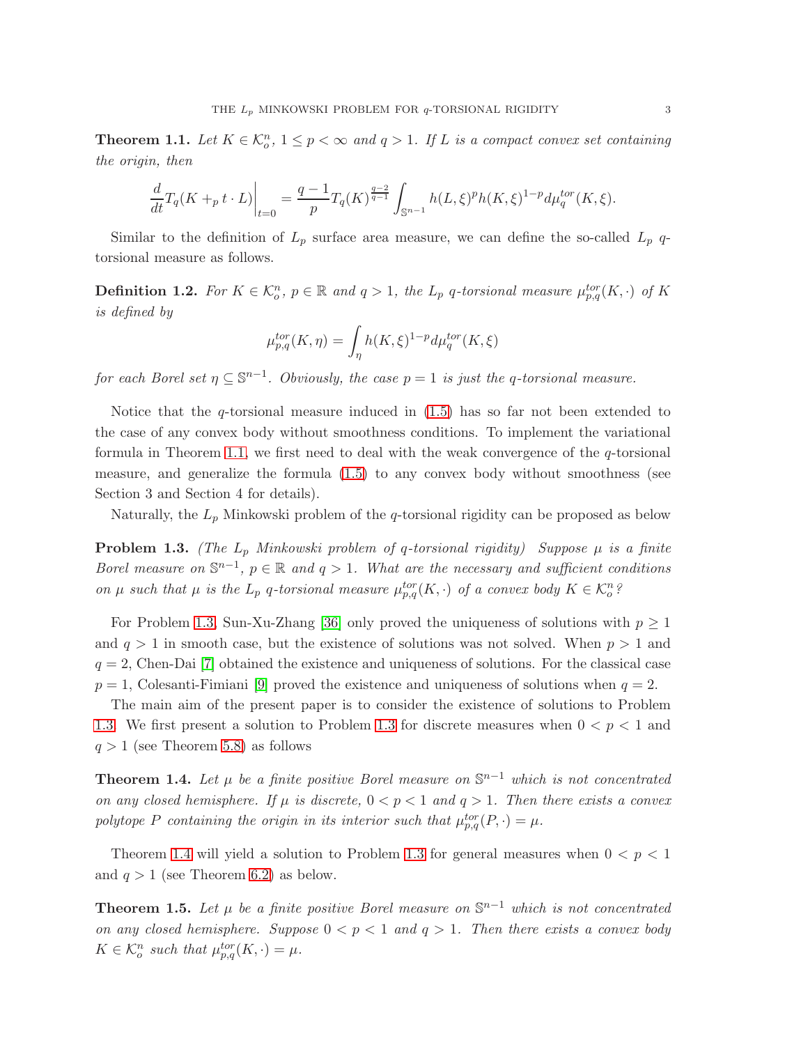**Theorem 1.1.** *Let $K \in \mathcal{K}_o^n$, $1 \leq p < \infty$ and $q > 1$. If $L$ is a compact convex set containing the origin, then*

$$\frac{d}{dt} T_q(K +_p t \cdot L)\bigg|_{t=0} = \frac{q-1}{p} T_q(K)^{\frac{q-2}{q-1}} \int_{\mathbb{S}^{n-1}} h(L,\xi)^p h(K,\xi)^{1-p} d\mu_q^{tor}(K,\xi).$$

Similar to the definition of $L_p$ surface area measure, we can define the so-called $L_p$ $q$-torsional measure as follows.

**Definition 1.2.** *For $K \in \mathcal{K}_o^n$, $p \in \mathbb{R}$ and $q > 1$, the $L_p$ $q$-torsional measure $\mu_{p,q}^{tor}(K,\cdot)$ of $K$ is defined by*

$$\mu_{p,q}^{tor}(K,\eta) = \int_\eta h(K,\xi)^{1-p} d\mu_q^{tor}(K,\xi)$$

*for each Borel set $\eta \subseteq \mathbb{S}^{n-1}$. Obviously, the case $p = 1$ is just the $q$-torsional measure.*

Notice that the $q$-torsional measure induced in (1.5) has so far not been extended to the case of any convex body without smoothness conditions. To implement the variational formula in Theorem 1.1, we first need to deal with the weak convergence of the $q$-torsional measure, and generalize the formula (1.5) to any convex body without smoothness (see Section 3 and Section 4 for details).

Naturally, the $L_p$ Minkowski problem of the $q$-torsional rigidity can be proposed as below

**Problem 1.3.** *(The $L_p$ Minkowski problem of $q$-torsional rigidity) Suppose $\mu$ is a finite Borel measure on $\mathbb{S}^{n-1}$, $p \in \mathbb{R}$ and $q > 1$. What are the necessary and sufficient conditions on $\mu$ such that $\mu$ is the $L_p$ $q$-torsional measure $\mu_{p,q}^{tor}(K,\cdot)$ of a convex body $K \in \mathcal{K}_o^n$?*

For Problem 1.3, Sun-Xu-Zhang [36] only proved the uniqueness of solutions with $p \geq 1$ and $q > 1$ in smooth case, but the existence of solutions was not solved. When $p > 1$ and $q = 2$, Chen-Dai [7] obtained the existence and uniqueness of solutions. For the classical case $p = 1$, Colesanti-Fimiani [9] proved the existence and uniqueness of solutions when $q = 2$.

The main aim of the present paper is to consider the existence of solutions to Problem 1.3. We first present a solution to Problem 1.3 for discrete measures when $0 < p < 1$ and $q > 1$ (see Theorem 5.8) as follows

**Theorem 1.4.** *Let $\mu$ be a finite positive Borel measure on $\mathbb{S}^{n-1}$ which is not concentrated on any closed hemisphere. If $\mu$ is discrete, $0 < p < 1$ and $q > 1$. Then there exists a convex polytope $P$ containing the origin in its interior such that $\mu_{p,q}^{tor}(P,\cdot) = \mu$.*

Theorem 1.4 will yield a solution to Problem 1.3 for general measures when $0 < p < 1$ and $q > 1$ (see Theorem 6.2) as below.

**Theorem 1.5.** *Let $\mu$ be a finite positive Borel measure on $\mathbb{S}^{n-1}$ which is not concentrated on any closed hemisphere. Suppose $0 < p < 1$ and $q > 1$. Then there exists a convex body $K \in \mathcal{K}_o^n$ such that $\mu_{p,q}^{tor}(K,\cdot) = \mu$.*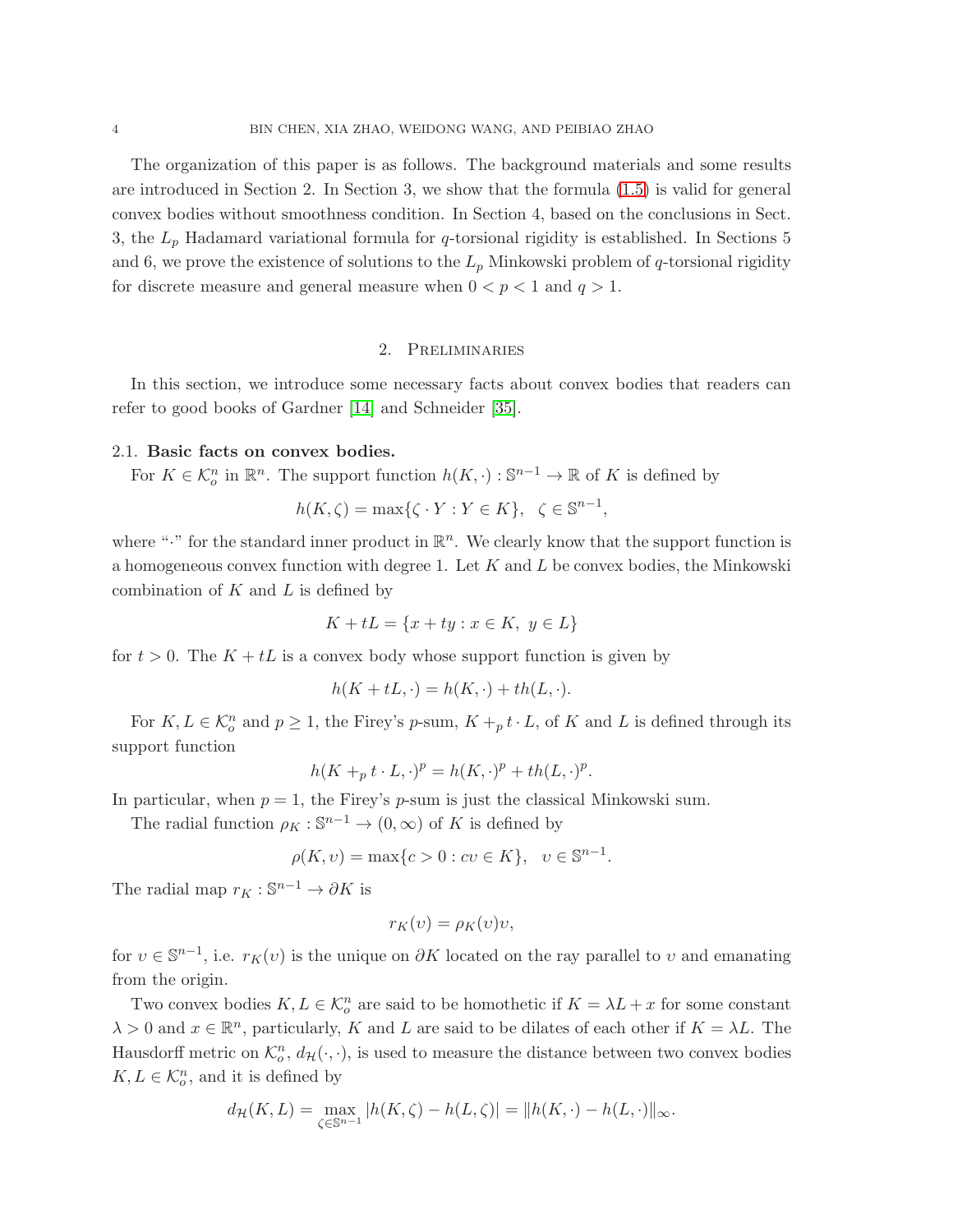The organization of this paper is as follows. The background materials and some results are introduced in Section 2. In Section 3, we show that the formula (1.5) is valid for general convex bodies without smoothness condition. In Section 4, based on the conclusions in Sect. 3, the $L_p$ Hadamard variational formula for $q$-torsional rigidity is established. In Sections 5 and 6, we prove the existence of solutions to the $L_p$ Minkowski problem of $q$-torsional rigidity for discrete measure and general measure when $0 < p < 1$ and $q > 1$.

## 2. Preliminaries

In this section, we introduce some necessary facts about convex bodies that readers can refer to good books of Gardner [14] and Schneider [35].

### 2.1. Basic facts on convex bodies.

For $K \in \mathcal{K}_o^n$ in $\mathbb{R}^n$. The support function $h(K, \cdot) : \mathbb{S}^{n-1} \to \mathbb{R}$ of $K$ is defined by

$$h(K, \zeta) = \max\{\zeta \cdot Y : Y \in K\}, \quad \zeta \in \mathbb{S}^{n-1},$$

where "$\cdot$" for the standard inner product in $\mathbb{R}^n$. We clearly know that the support function is a homogeneous convex function with degree 1. Let $K$ and $L$ be convex bodies, the Minkowski combination of $K$ and $L$ is defined by

$$K + tL = \{x + ty : x \in K, \ y \in L\}$$

for $t > 0$. The $K + tL$ is a convex body whose support function is given by

$$h(K + tL, \cdot) = h(K, \cdot) + th(L, \cdot).$$

For $K, L \in \mathcal{K}_o^n$ and $p \geq 1$, the Firey's $p$-sum, $K +_p t \cdot L$, of $K$ and $L$ is defined through its support function

$$h(K +_p t \cdot L, \cdot)^p = h(K, \cdot)^p + th(L, \cdot)^p.$$

In particular, when $p = 1$, the Firey's $p$-sum is just the classical Minkowski sum.

The radial function $\rho_K : \mathbb{S}^{n-1} \to (0, \infty)$ of $K$ is defined by

$$\rho(K, \upsilon) = \max\{c > 0 : c\upsilon \in K\}, \quad \upsilon \in \mathbb{S}^{n-1}.$$

The radial map $r_K : \mathbb{S}^{n-1} \to \partial K$ is

$$r_K(\upsilon) = \rho_K(\upsilon)\upsilon,$$

for $\upsilon \in \mathbb{S}^{n-1}$, i.e. $r_K(\upsilon)$ is the unique on $\partial K$ located on the ray parallel to $\upsilon$ and emanating from the origin.

Two convex bodies $K, L \in \mathcal{K}_o^n$ are said to be homothetic if $K = \lambda L + x$ for some constant $\lambda > 0$ and $x \in \mathbb{R}^n$, particularly, $K$ and $L$ are said to be dilates of each other if $K = \lambda L$. The Hausdorff metric on $\mathcal{K}_o^n$, $d_{\mathcal{H}}(\cdot, \cdot)$, is used to measure the distance between two convex bodies $K, L \in \mathcal{K}_o^n$, and it is defined by

$$d_{\mathcal{H}}(K, L) = \max_{\zeta \in \mathbb{S}^{n-1}} |h(K, \zeta) - h(L, \zeta)| = \|h(K, \cdot) - h(L, \cdot)\|_\infty.$$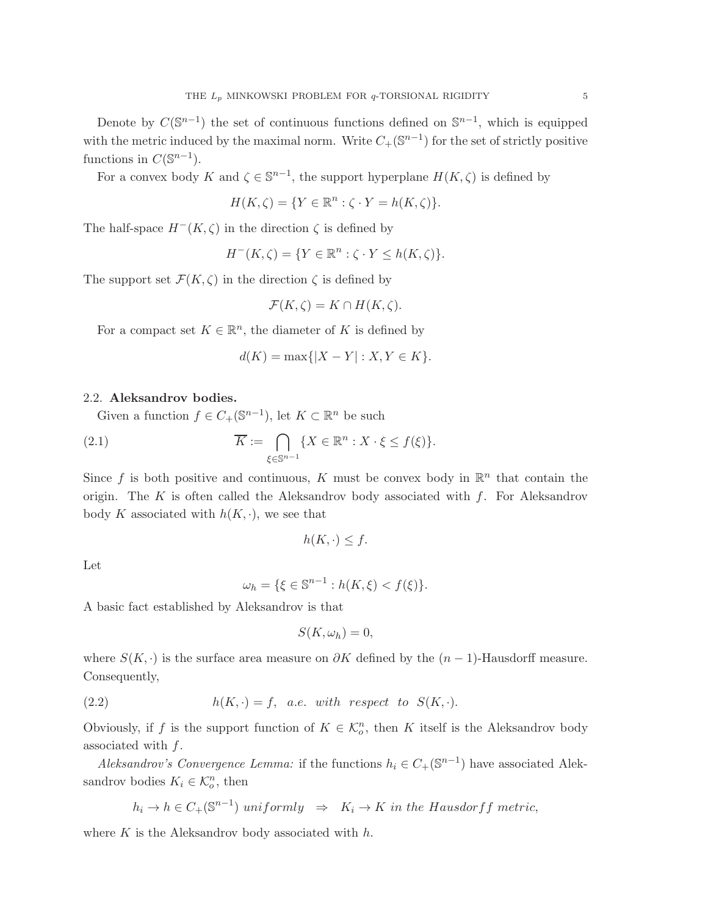Denote by $C(\mathbb{S}^{n-1})$ the set of continuous functions defined on $\mathbb{S}^{n-1}$, which is equipped with the metric induced by the maximal norm. Write $C_+(\mathbb{S}^{n-1})$ for the set of strictly positive functions in $C(\mathbb{S}^{n-1})$.

For a convex body $K$ and $\zeta \in \mathbb{S}^{n-1}$, the support hyperplane $H(K,\zeta)$ is defined by

$$H(K,\zeta) = \{Y \in \mathbb{R}^n : \zeta \cdot Y = h(K,\zeta)\}.$$

The half-space $H^-(K,\zeta)$ in the direction $\zeta$ is defined by

$$H^-(K,\zeta) = \{Y \in \mathbb{R}^n : \zeta \cdot Y \leq h(K,\zeta)\}.$$

The support set $\mathcal{F}(K,\zeta)$ in the direction $\zeta$ is defined by

$$\mathcal{F}(K,\zeta) = K \cap H(K,\zeta).$$

For a compact set $K \in \mathbb{R}^n$, the diameter of $K$ is defined by

$$d(K) = \max\{|X - Y| : X, Y \in K\}.$$

## 2.2. Aleksandrov bodies.

Given a function $f \in C_+(\mathbb{S}^{n-1})$, let $K \subset \mathbb{R}^n$ be such

$$\overline{K} := \bigcap_{\xi \in \mathbb{S}^{n-1}} \{X \in \mathbb{R}^n : X \cdot \xi \leq f(\xi)\}. \tag{2.1}$$

Since $f$ is both positive and continuous, $K$ must be convex body in $\mathbb{R}^n$ that contain the origin. The $K$ is often called the Aleksandrov body associated with $f$. For Aleksandrov body $K$ associated with $h(K,\cdot)$, we see that

$$h(K,\cdot) \leq f.$$

Let

$$\omega_h = \{\xi \in \mathbb{S}^{n-1} : h(K,\xi) < f(\xi)\}.$$

A basic fact established by Aleksandrov is that

$$S(K,\omega_h) = 0,$$

where $S(K,\cdot)$ is the surface area measure on $\partial K$ defined by the $(n-1)$-Hausdorff measure. Consequently,

$$h(K,\cdot) = f, \quad a.e. \ with \ respect \ to \ S(K,\cdot). \tag{2.2}$$

Obviously, if $f$ is the support function of $K \in \mathcal{K}_o^n$, then $K$ itself is the Aleksandrov body associated with $f$.

*Aleksandrov's Convergence Lemma:* if the functions $h_i \in C_+(\mathbb{S}^{n-1})$ have associated Aleksandrov bodies $K_i \in \mathcal{K}_o^n$, then

$$h_i \to h \in C_+(\mathbb{S}^{n-1}) \ uniformly \ \ \Rightarrow \ \ K_i \to K \ in \ the \ Hausdorff \ metric,$$

where $K$ is the Aleksandrov body associated with $h$.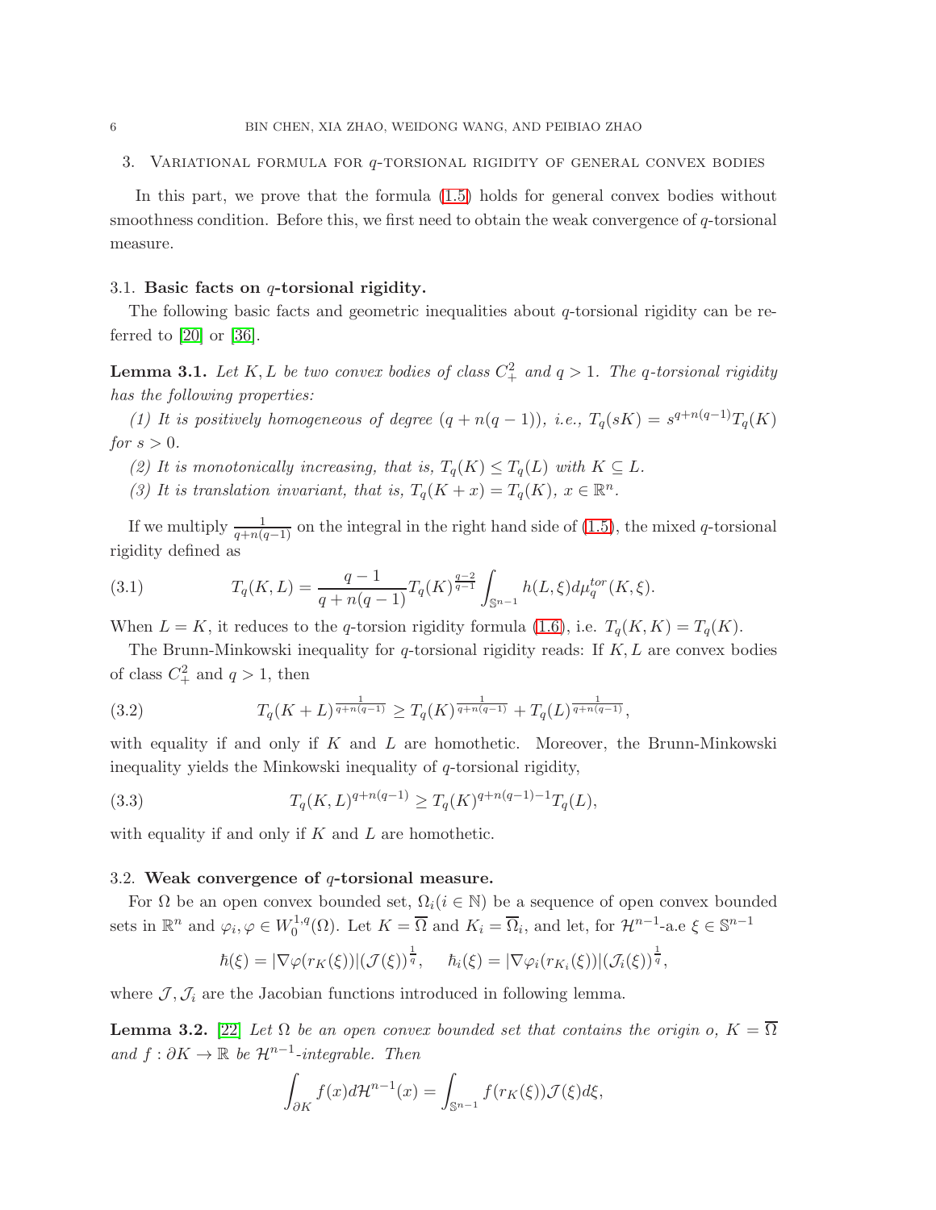## 3. Variational formula for $q$-torsional rigidity of general convex bodies

In this part, we prove that the formula (1.5) holds for general convex bodies without smoothness condition. Before this, we first need to obtain the weak convergence of $q$-torsional measure.

### 3.1. Basic facts on $q$-torsional rigidity.

The following basic facts and geometric inequalities about $q$-torsional rigidity can be referred to [20] or [36].

**Lemma 3.1.** *Let $K, L$ be two convex bodies of class $C_+^2$ and $q > 1$. The $q$-torsional rigidity has the following properties:*

*(1) It is positively homogeneous of degree $(q + n(q-1))$, i.e., $T_q(sK) = s^{q+n(q-1)}T_q(K)$ for $s > 0$.*

*(2) It is monotonically increasing, that is, $T_q(K) \leq T_q(L)$ with $K \subseteq L$.*

*(3) It is translation invariant, that is, $T_q(K + x) = T_q(K)$, $x \in \mathbb{R}^n$.*

If we multiply $\frac{1}{q+n(q-1)}$ on the integral in the right hand side of (1.5), the mixed $q$-torsional rigidity defined as

$$T_q(K, L) = \frac{q-1}{q+n(q-1)} T_q(K)^{\frac{q-2}{q-1}} \int_{\mathbb{S}^{n-1}} h(L, \xi) d\mu_q^{tor}(K, \xi). \tag{3.1}$$

When $L = K$, it reduces to the $q$-torsion rigidity formula (1.6), i.e. $T_q(K, K) = T_q(K)$.

The Brunn-Minkowski inequality for $q$-torsional rigidity reads: If $K, L$ are convex bodies of class $C_+^2$ and $q > 1$, then

$$T_q(K + L)^{\frac{1}{q+n(q-1)}} \geq T_q(K)^{\frac{1}{q+n(q-1)}} + T_q(L)^{\frac{1}{q+n(q-1)}}, \tag{3.2}$$

with equality if and only if $K$ and $L$ are homothetic. Moreover, the Brunn-Minkowski inequality yields the Minkowski inequality of $q$-torsional rigidity,

$$T_q(K, L)^{q+n(q-1)} \geq T_q(K)^{q+n(q-1)-1} T_q(L), \tag{3.3}$$

with equality if and only if $K$ and $L$ are homothetic.

### 3.2. Weak convergence of $q$-torsional measure.

For $\Omega$ be an open convex bounded set, $\Omega_i (i \in \mathbb{N})$ be a sequence of open convex bounded sets in $\mathbb{R}^n$ and $\varphi_i, \varphi \in W_0^{1,q}(\Omega)$. Let $K = \overline{\Omega}$ and $K_i = \overline{\Omega}_i$, and let, for $\mathcal{H}^{n-1}$-a.e $\xi \in \mathbb{S}^{n-1}$

$$\hbar(\xi) = |\nabla\varphi(r_K(\xi))|(\mathcal{J}(\xi))^{\frac{1}{q}}, \quad \hbar_i(\xi) = |\nabla\varphi_i(r_{K_i}(\xi))|(\mathcal{J}_i(\xi))^{\frac{1}{q}},$$

where $\mathcal{J}, \mathcal{J}_i$ are the Jacobian functions introduced in following lemma.

**Lemma 3.2.** [22] *Let $\Omega$ be an open convex bounded set that contains the origin $o$, $K = \overline{\Omega}$ and $f : \partial K \to \mathbb{R}$ be $\mathcal{H}^{n-1}$-integrable. Then*

$$\int_{\partial K} f(x) d\mathcal{H}^{n-1}(x) = \int_{\mathbb{S}^{n-1}} f(r_K(\xi)) \mathcal{J}(\xi) d\xi,$$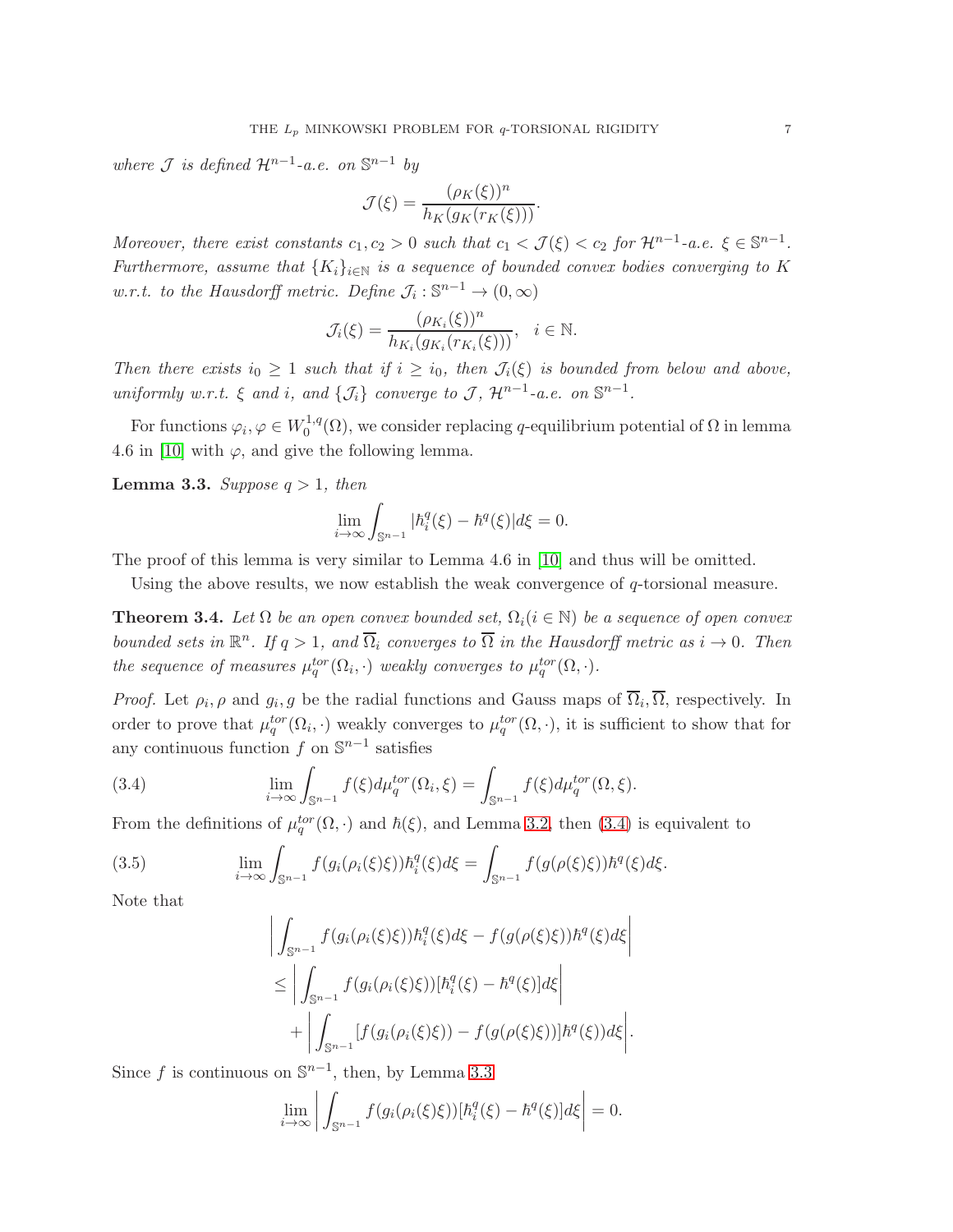*where $\mathcal{J}$ is defined $\mathcal{H}^{n-1}$-a.e. on $\mathbb{S}^{n-1}$ by*

$$\mathcal{J}(\xi) = \frac{(\rho_K(\xi))^n}{h_K(g_K(r_K(\xi)))}.$$

*Moreover, there exist constants $c_1, c_2 > 0$ such that $c_1 < \mathcal{J}(\xi) < c_2$ for $\mathcal{H}^{n-1}$-a.e. $\xi \in \mathbb{S}^{n-1}$. Furthermore, assume that $\{K_i\}_{i\in\mathbb{N}}$ is a sequence of bounded convex bodies converging to $K$ w.r.t. to the Hausdorff metric. Define $\mathcal{J}_i : \mathbb{S}^{n-1} \to (0, \infty)$*

$$\mathcal{J}_i(\xi) = \frac{(\rho_{K_i}(\xi))^n}{h_{K_i}(g_{K_i}(r_{K_i}(\xi)))}, \quad i \in \mathbb{N}.$$

*Then there exists $i_0 \geq 1$ such that if $i \geq i_0$, then $\mathcal{J}_i(\xi)$ is bounded from below and above, uniformly w.r.t. $\xi$ and $i$, and $\{\mathcal{J}_i\}$ converge to $\mathcal{J}$, $\mathcal{H}^{n-1}$-a.e. on $\mathbb{S}^{n-1}$.*

For functions $\varphi_i, \varphi \in W_0^{1,q}(\Omega)$, we consider replacing $q$-equilibrium potential of $\Omega$ in lemma 4.6 in [10] with $\varphi$, and give the following lemma.

**Lemma 3.3.** *Suppose $q > 1$, then*

$$\lim_{i\to\infty} \int_{\mathbb{S}^{n-1}} |\hbar_i^q(\xi) - \hbar^q(\xi)| d\xi = 0.$$

The proof of this lemma is very similar to Lemma 4.6 in [10] and thus will be omitted.

Using the above results, we now establish the weak convergence of $q$-torsional measure.

**Theorem 3.4.** *Let $\Omega$ be an open convex bounded set, $\Omega_i (i \in \mathbb{N})$ be a sequence of open convex bounded sets in $\mathbb{R}^n$. If $q > 1$, and $\overline{\Omega}_i$ converges to $\overline{\Omega}$ in the Hausdorff metric as $i \to 0$. Then the sequence of measures $\mu_q^{tor}(\Omega_i, \cdot)$ weakly converges to $\mu_q^{tor}(\Omega, \cdot)$.*

*Proof.* Let $\rho_i, \rho$ and $g_i, g$ be the radial functions and Gauss maps of $\overline{\Omega}_i, \overline{\Omega}$, respectively. In order to prove that $\mu_q^{tor}(\Omega_i, \cdot)$ weakly converges to $\mu_q^{tor}(\Omega, \cdot)$, it is sufficient to show that for any continuous function $f$ on $\mathbb{S}^{n-1}$ satisfies

$$\lim_{i\to\infty} \int_{\mathbb{S}^{n-1}} f(\xi) d\mu_q^{tor}(\Omega_i, \xi) = \int_{\mathbb{S}^{n-1}} f(\xi) d\mu_q^{tor}(\Omega, \xi). \tag{3.4}$$

From the definitions of $\mu_q^{tor}(\Omega, \cdot)$ and $\hbar(\xi)$, and Lemma 3.2, then (3.4) is equivalent to

$$\lim_{i\to\infty} \int_{\mathbb{S}^{n-1}} f(g_i(\rho_i(\xi)\xi)) \hbar_i^q(\xi) d\xi = \int_{\mathbb{S}^{n-1}} f(g(\rho(\xi)\xi)) \hbar^q(\xi) d\xi. \tag{3.5}$$

Note that

$$\begin{aligned}
&\left| \int_{\mathbb{S}^{n-1}} f(g_i(\rho_i(\xi)\xi)) \hbar_i^q(\xi) d\xi - f(g(\rho(\xi)\xi)) \hbar^q(\xi) d\xi \right| \\
&\leq \left| \int_{\mathbb{S}^{n-1}} f(g_i(\rho_i(\xi)\xi)) [\hbar_i^q(\xi) - \hbar^q(\xi)] d\xi \right| \\
&\quad + \left| \int_{\mathbb{S}^{n-1}} [f(g_i(\rho_i(\xi)\xi)) - f(g(\rho(\xi)\xi))] \hbar^q(\xi)) d\xi \right|.
\end{aligned}$$

Since $f$ is continuous on $\mathbb{S}^{n-1}$, then, by Lemma 3.3

$$\lim_{i\to\infty} \left| \int_{\mathbb{S}^{n-1}} f(g_i(\rho_i(\xi)\xi)) [\hbar_i^q(\xi) - \hbar^q(\xi)] d\xi \right| = 0.$$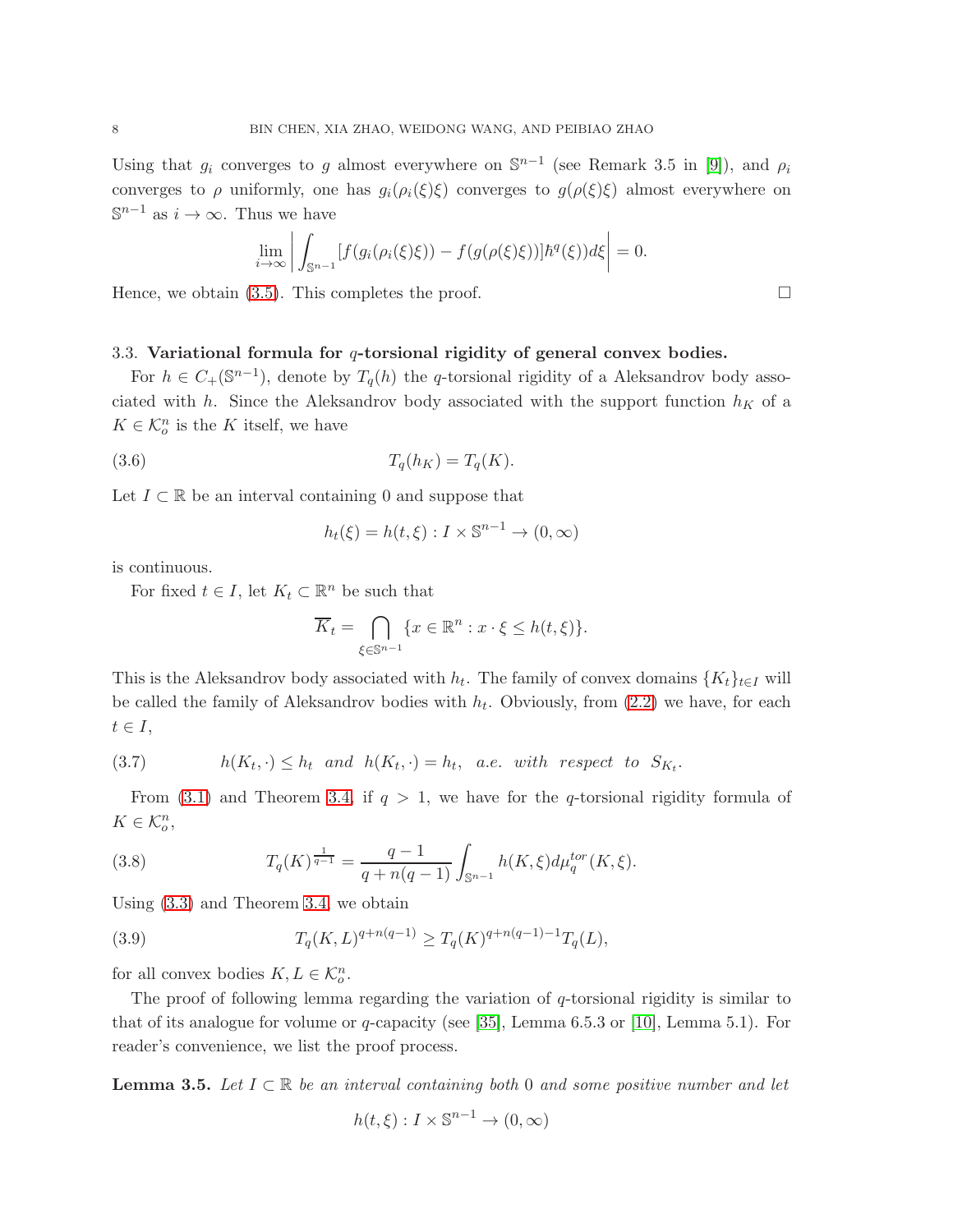Using that $g_i$ converges to $g$ almost everywhere on $\mathbb{S}^{n-1}$ (see Remark 3.5 in [9]), and $\rho_i$ converges to $\rho$ uniformly, one has $g_i(\rho_i(\xi)\xi)$ converges to $g(\rho(\xi)\xi)$ almost everywhere on $\mathbb{S}^{n-1}$ as $i \to \infty$. Thus we have

$$\lim_{i\to\infty} \left| \int_{\mathbb{S}^{n-1}} [f(g_i(\rho_i(\xi)\xi)) - f(g(\rho(\xi)\xi))] \hbar^q(\xi)) d\xi \right| = 0.$$

Hence, we obtain (3.5). This completes the proof. $\square$

### 3.3. Variational formula for $q$-torsional rigidity of general convex bodies.

For $h \in C_+(\mathbb{S}^{n-1})$, denote by $T_q(h)$ the $q$-torsional rigidity of a Aleksandrov body associated with $h$. Since the Aleksandrov body associated with the support function $h_K$ of a $K \in \mathcal{K}_o^n$ is the $K$ itself, we have

$$T_q(h_K) = T_q(K). \tag{3.6}$$

Let $I \subset \mathbb{R}$ be an interval containing 0 and suppose that

$$h_t(\xi) = h(t, \xi) : I \times \mathbb{S}^{n-1} \to (0, \infty)$$

is continuous.

For fixed $t \in I$, let $K_t \subset \mathbb{R}^n$ be such that

$$\overline{K}_t = \bigcap_{\xi \in \mathbb{S}^{n-1}} \{x \in \mathbb{R}^n : x \cdot \xi \leq h(t, \xi)\}.$$

This is the Aleksandrov body associated with $h_t$. The family of convex domains $\{K_t\}_{t\in I}$ will be called the family of Aleksandrov bodies with $h_t$. Obviously, from (2.2) we have, for each $t \in I$,

$$h(K_t, \cdot) \leq h_t \ \ and \ \ h(K_t, \cdot) = h_t, \ \ a.e. \ with \ respect \ to \ S_{K_t}. \tag{3.7}$$

From (3.1) and Theorem 3.4, if $q > 1$, we have for the $q$-torsional rigidity formula of $K \in \mathcal{K}_o^n$,

$$T_q(K)^{\frac{1}{q-1}} = \frac{q-1}{q + n(q-1)} \int_{\mathbb{S}^{n-1}} h(K, \xi) d\mu_q^{tor}(K, \xi). \tag{3.8}$$

Using (3.3) and Theorem 3.4, we obtain

$$T_q(K, L)^{q+n(q-1)} \geq T_q(K)^{q+n(q-1)-1} T_q(L), \tag{3.9}$$

for all convex bodies $K, L \in \mathcal{K}_o^n$.

The proof of following lemma regarding the variation of $q$-torsional rigidity is similar to that of its analogue for volume or $q$-capacity (see [35], Lemma 6.5.3 or [10], Lemma 5.1). For reader's convenience, we list the proof process.

**Lemma 3.5.** *Let $I \subset \mathbb{R}$ be an interval containing both 0 and some positive number and let*

$$h(t, \xi) : I \times \mathbb{S}^{n-1} \to (0, \infty)$$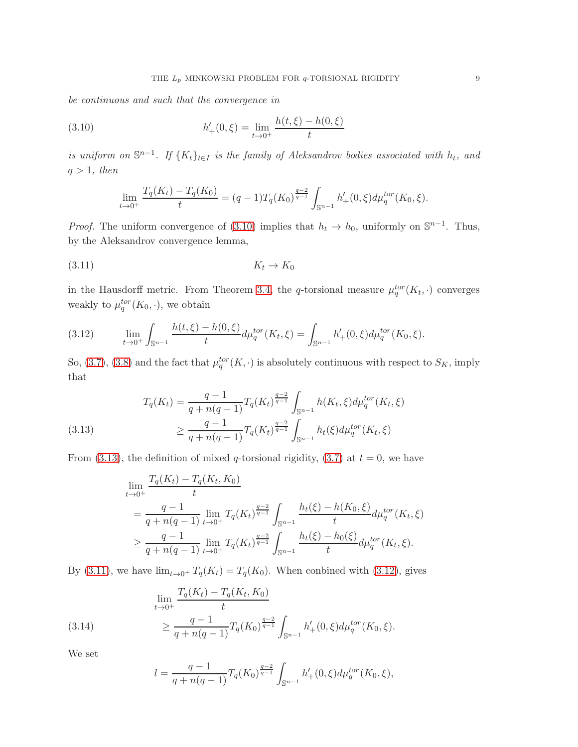*be continuous and such that the convergence in*

$$h'_+(0,\xi) = \lim_{t\to 0^+} \frac{h(t,\xi)-h(0,\xi)}{t} \tag{3.10}$$

*is uniform on $\mathbb{S}^{n-1}$. If $\{K_t\}_{t\in I}$ is the family of Aleksandrov bodies associated with $h_t$, and $q>1$, then*

$$\lim_{t\to 0^+} \frac{T_q(K_t)-T_q(K_0)}{t} = (q-1)T_q(K_0)^{\frac{q-2}{q-1}} \int_{\mathbb{S}^{n-1}} h'_+(0,\xi)d\mu_q^{tor}(K_0,\xi).$$

*Proof.* The uniform convergence of (3.10) implies that $h_t \to h_0$, uniformly on $\mathbb{S}^{n-1}$. Thus, by the Aleksandrov convergence lemma,

$$K_t \to K_0 \tag{3.11}$$

in the Hausdorff metric. From Theorem 3.4, the $q$-torsional measure $\mu_q^{tor}(K_t,\cdot)$ converges weakly to $\mu_q^{tor}(K_0,\cdot)$, we obtain

$$\lim_{t\to 0^+} \int_{\mathbb{S}^{n-1}} \frac{h(t,\xi)-h(0,\xi)}{t} d\mu_q^{tor}(K_t,\xi) = \int_{\mathbb{S}^{n-1}} h'_+(0,\xi)d\mu_q^{tor}(K_0,\xi). \tag{3.12}$$

So, (3.7), (3.8) and the fact that $\mu_q^{tor}(K,\cdot)$ is absolutely continuous with respect to $S_K$, imply that

$$\begin{aligned} T_q(K_t) &= \frac{q-1}{q+n(q-1)} T_q(K_t)^{\frac{q-2}{q-1}} \int_{\mathbb{S}^{n-1}} h(K_t,\xi)d\mu_q^{tor}(K_t,\xi) \\ &\geq \frac{q-1}{q+n(q-1)} T_q(K_t)^{\frac{q-2}{q-1}} \int_{\mathbb{S}^{n-1}} h_t(\xi)d\mu_q^{tor}(K_t,\xi) \end{aligned} \tag{3.13}$$

From (3.13), the definition of mixed $q$-torsional rigidity, (3.7) at $t=0$, we have

$$\begin{aligned} &\lim_{t\to 0^+} \frac{T_q(K_t)-T_q(K_t,K_0)}{t} \\ &= \frac{q-1}{q+n(q-1)} \lim_{t\to 0^+} T_q(K_t)^{\frac{q-2}{q-1}} \int_{\mathbb{S}^{n-1}} \frac{h_t(\xi)-h(K_0,\xi)}{t} d\mu_q^{tor}(K_t,\xi) \\ &\geq \frac{q-1}{q+n(q-1)} \lim_{t\to 0^+} T_q(K_t)^{\frac{q-2}{q-1}} \int_{\mathbb{S}^{n-1}} \frac{h_t(\xi)-h_0(\xi)}{t} d\mu_q^{tor}(K_t,\xi). \end{aligned}$$

By (3.11), we have $\lim_{t\to 0^+} T_q(K_t) = T_q(K_0)$. When conbined with (3.12), gives

$$\begin{aligned} &\lim_{t\to 0^+} \frac{T_q(K_t)-T_q(K_t,K_0)}{t} \\ &\geq \frac{q-1}{q+n(q-1)} T_q(K_0)^{\frac{q-2}{q-1}} \int_{\mathbb{S}^{n-1}} h'_+(0,\xi)d\mu_q^{tor}(K_0,\xi). \end{aligned} \tag{3.14}$$

We set

$$l = \frac{q-1}{q+n(q-1)} T_q(K_0)^{\frac{q-2}{q-1}} \int_{\mathbb{S}^{n-1}} h'_+(0,\xi)d\mu_q^{tor}(K_0,\xi),$$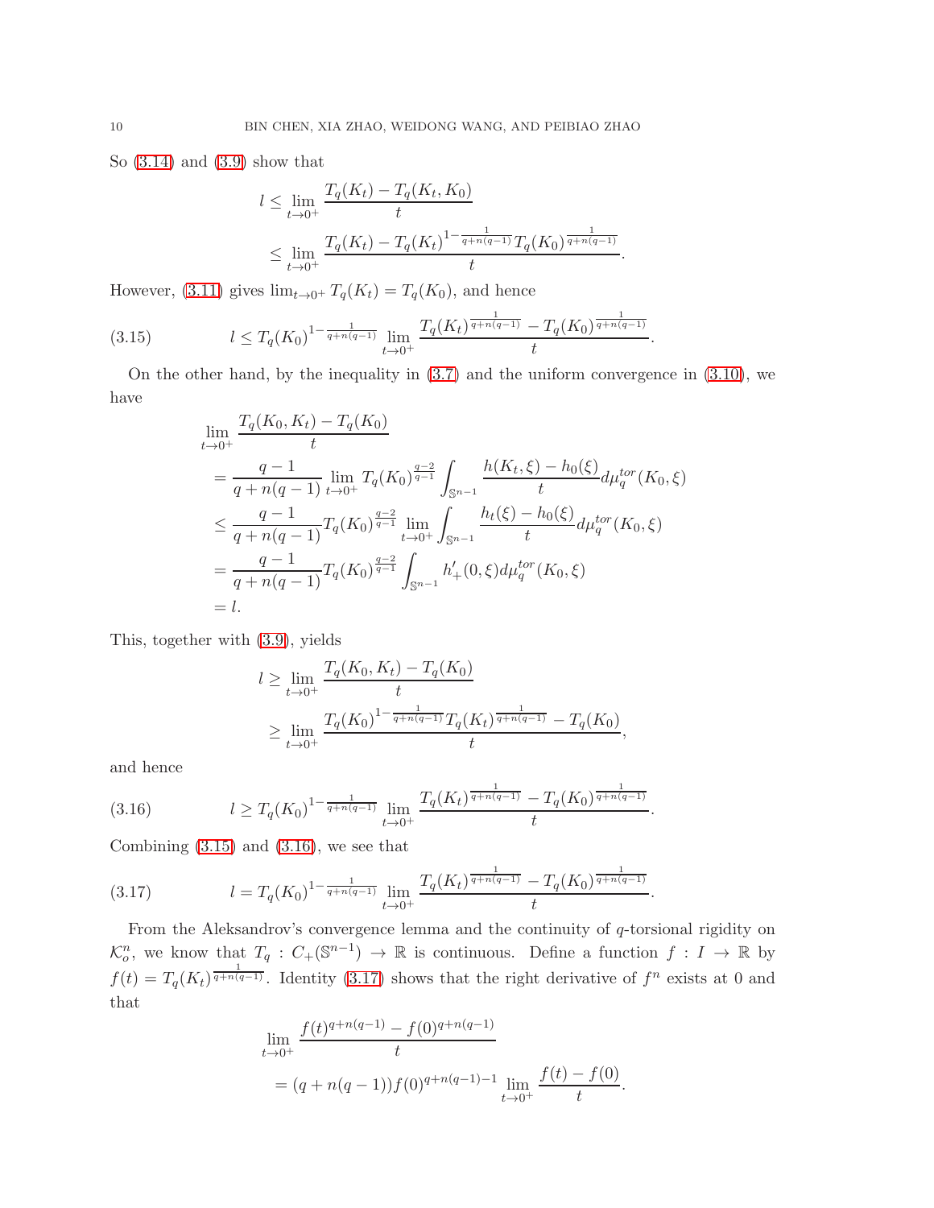So (3.14) and (3.9) show that

$$
\begin{aligned}
l &\le \lim_{t\to 0^+} \frac{T_q(K_t) - T_q(K_t, K_0)}{t} \\
&\le \lim_{t\to 0^+} \frac{T_q(K_t) - T_q(K_t)^{1-\frac{1}{q+n(q-1)}} T_q(K_0)^{\frac{1}{q+n(q-1)}}}{t}.
\end{aligned}
$$

However, (3.11) gives $\lim_{t\to 0^+} T_q(K_t) = T_q(K_0)$, and hence

$$
l \le T_q(K_0)^{1-\frac{1}{q+n(q-1)}} \lim_{t\to 0^+} \frac{T_q(K_t)^{\frac{1}{q+n(q-1)}} - T_q(K_0)^{\frac{1}{q+n(q-1)}}}{t}. \tag{3.15}
$$

On the other hand, by the inequality in (3.7) and the uniform convergence in (3.10), we have

$$
\begin{aligned}
&\lim_{t\to 0^+} \frac{T_q(K_0, K_t) - T_q(K_0)}{t} \\
&= \frac{q-1}{q+n(q-1)} \lim_{t\to 0^+} T_q(K_0)^{\frac{q-2}{q-1}} \int_{\mathbb{S}^{n-1}} \frac{h(K_t,\xi) - h_0(\xi)}{t} d\mu_q^{tor}(K_0,\xi) \\
&\le \frac{q-1}{q+n(q-1)} T_q(K_0)^{\frac{q-2}{q-1}} \lim_{t\to 0^+} \int_{\mathbb{S}^{n-1}} \frac{h_t(\xi) - h_0(\xi)}{t} d\mu_q^{tor}(K_0,\xi) \\
&= \frac{q-1}{q+n(q-1)} T_q(K_0)^{\frac{q-2}{q-1}} \int_{\mathbb{S}^{n-1}} h'_+(0,\xi) d\mu_q^{tor}(K_0,\xi) \\
&= l.
\end{aligned}
$$

This, together with (3.9), yields

$$
\begin{aligned}
l &\ge \lim_{t\to 0^+} \frac{T_q(K_0, K_t) - T_q(K_0)}{t} \\
&\ge \lim_{t\to 0^+} \frac{T_q(K_0)^{1-\frac{1}{q+n(q-1)}} T_q(K_t)^{\frac{1}{q+n(q-1)}} - T_q(K_0)}{t},
\end{aligned}
$$

and hence

$$
l \ge T_q(K_0)^{1-\frac{1}{q+n(q-1)}} \lim_{t\to 0^+} \frac{T_q(K_t)^{\frac{1}{q+n(q-1)}} - T_q(K_0)^{\frac{1}{q+n(q-1)}}}{t}. \tag{3.16}
$$

Combining (3.15) and (3.16), we see that

$$
l = T_q(K_0)^{1-\frac{1}{q+n(q-1)}} \lim_{t\to 0^+} \frac{T_q(K_t)^{\frac{1}{q+n(q-1)}} - T_q(K_0)^{\frac{1}{q+n(q-1)}}}{t}. \tag{3.17}
$$

From the Aleksandrov's convergence lemma and the continuity of $q$-torsional rigidity on $\mathcal{K}_o^n$, we know that $T_q : C_+(\mathbb{S}^{n-1}) \to \mathbb{R}$ is continuous. Define a function $f : I \to \mathbb{R}$ by $f(t) = T_q(K_t)^{\frac{1}{q+n(q-1)}}$. Identity (3.17) shows that the right derivative of $f^n$ exists at 0 and that

$$
\begin{aligned}
&\lim_{t\to 0^+} \frac{f(t)^{q+n(q-1)} - f(0)^{q+n(q-1)}}{t} \\
&= (q+n(q-1)) f(0)^{q+n(q-1)-1} \lim_{t\to 0^+} \frac{f(t) - f(0)}{t}.
\end{aligned}
$$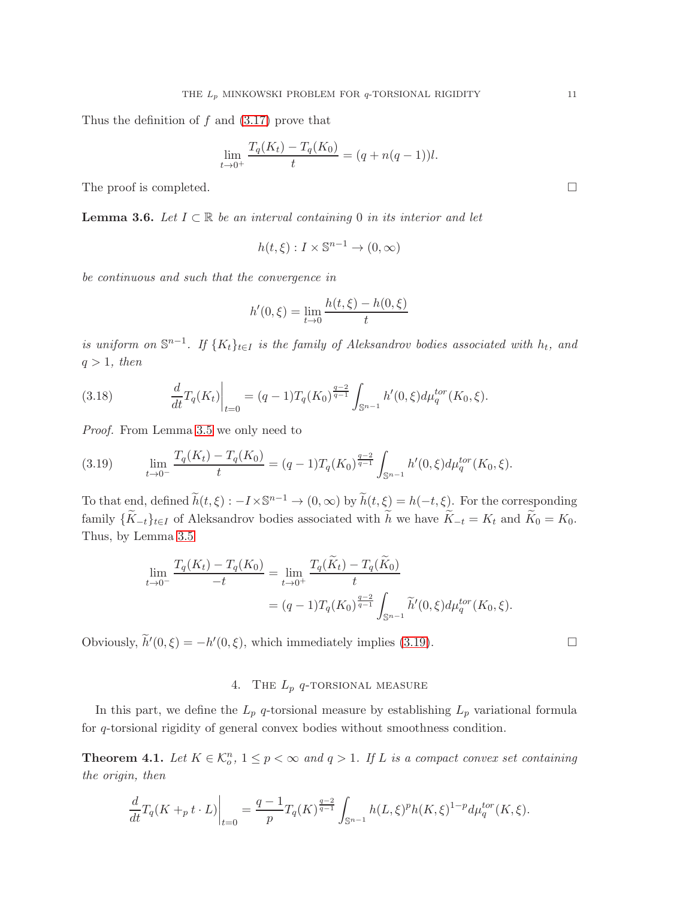Thus the definition of $f$ and (3.17) prove that

$$\lim_{t\to 0^+}\frac{T_q(K_t)-T_q(K_0)}{t}=(q+n(q-1))l.$$

The proof is completed. □

**Lemma 3.6.** *Let $I\subset\mathbb{R}$ be an interval containing 0 in its interior and let*

$$h(t,\xi):I\times\mathbb{S}^{n-1}\to(0,\infty)$$

*be continuous and such that the convergence in*

$$h'(0,\xi)=\lim_{t\to 0}\frac{h(t,\xi)-h(0,\xi)}{t}$$

*is uniform on $\mathbb{S}^{n-1}$. If $\{K_t\}_{t\in I}$ is the family of Aleksandrov bodies associated with $h_t$, and $q>1$, then*

$$\left.\frac{d}{dt}T_q(K_t)\right|_{t=0}=(q-1)T_q(K_0)^{\frac{q-2}{q-1}}\int_{\mathbb{S}^{n-1}}h'(0,\xi)d\mu_q^{tor}(K_0,\xi). \tag{3.18}$$

*Proof.* From Lemma 3.5 we only need to

$$\lim_{t\to 0^-}\frac{T_q(K_t)-T_q(K_0)}{t}=(q-1)T_q(K_0)^{\frac{q-2}{q-1}}\int_{\mathbb{S}^{n-1}}h'(0,\xi)d\mu_q^{tor}(K_0,\xi). \tag{3.19}$$

To that end, defined $\widetilde{h}(t,\xi):-I\times\mathbb{S}^{n-1}\to(0,\infty)$ by $\widetilde{h}(t,\xi)=h(-t,\xi)$. For the corresponding family $\{\widetilde{K}_{-t}\}_{t\in I}$ of Aleksandrov bodies associated with $\widetilde{h}$ we have $\widetilde{K}_{-t}=K_t$ and $\widetilde{K}_0=K_0$. Thus, by Lemma 3.5

$$\begin{aligned}\lim_{t\to 0^-}\frac{T_q(K_t)-T_q(K_0)}{-t}&=\lim_{t\to 0^+}\frac{T_q(\widetilde{K}_t)-T_q(\widetilde{K}_0)}{t}\\&=(q-1)T_q(K_0)^{\frac{q-2}{q-1}}\int_{\mathbb{S}^{n-1}}\widetilde{h}'(0,\xi)d\mu_q^{tor}(K_0,\xi).\end{aligned}$$

Obviously, $\widetilde{h}'(0,\xi)=-h'(0,\xi)$, which immediately implies (3.19). □

## 4. The $L_p$ $q$-torsional measure

In this part, we define the $L_p$ $q$-torsional measure by establishing $L_p$ variational formula for $q$-torsional rigidity of general convex bodies without smoothness condition.

**Theorem 4.1.** *Let $K\in\mathcal{K}_o^n$, $1\le p<\infty$ and $q>1$. If $L$ is a compact convex set containing the origin, then*

$$\left.\frac{d}{dt}T_q(K+_p t\cdot L)\right|_{t=0}=\frac{q-1}{p}T_q(K)^{\frac{q-2}{q-1}}\int_{\mathbb{S}^{n-1}}h(L,\xi)^p h(K,\xi)^{1-p}d\mu_q^{tor}(K,\xi).$$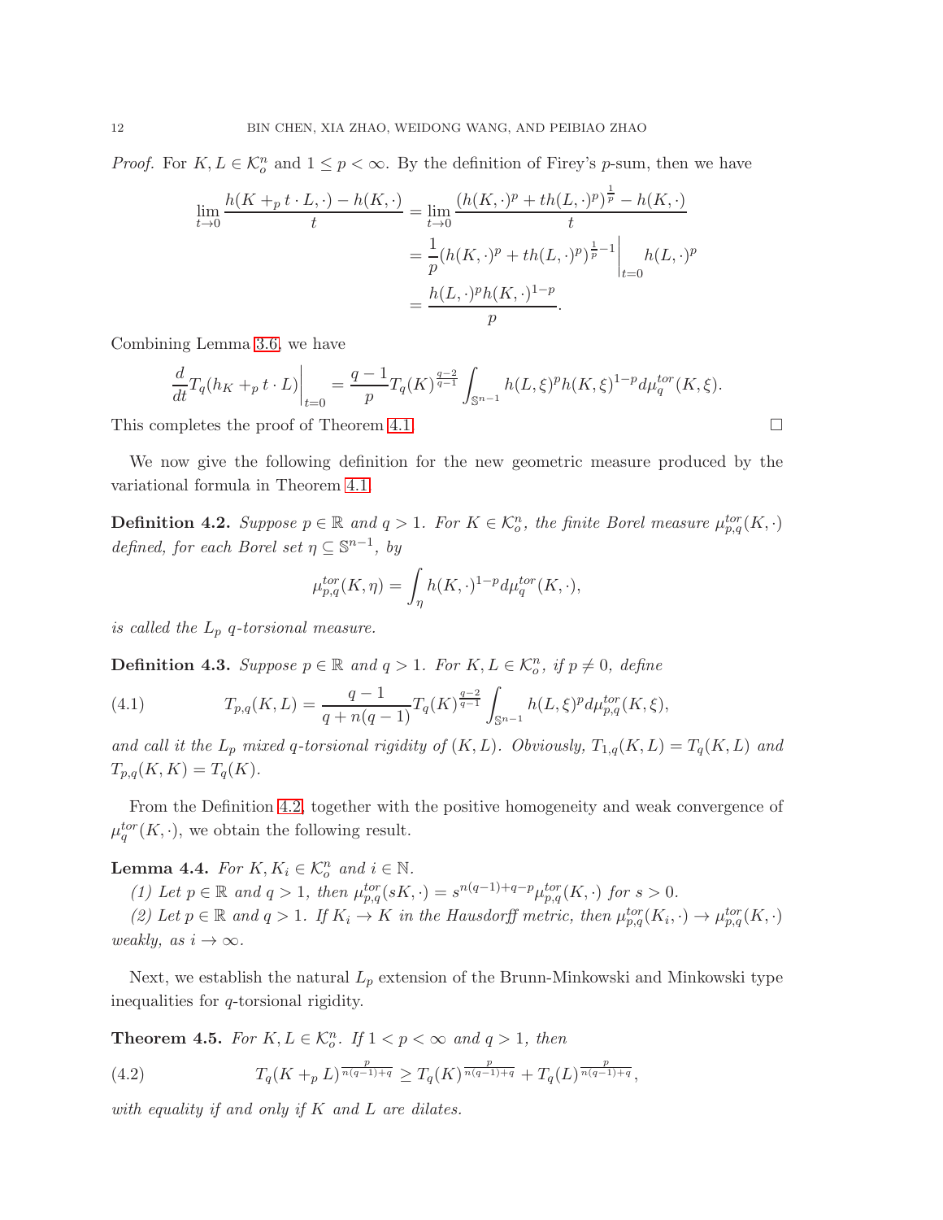*Proof.* For $K, L \in \mathcal{K}_o^n$ and $1 \leq p < \infty$. By the definition of Firey's $p$-sum, then we have

$$
\begin{aligned}
\lim_{t\to 0} \frac{h(K +_p t\cdot L, \cdot) - h(K,\cdot)}{t} &= \lim_{t\to 0} \frac{(h(K,\cdot)^p + th(L,\cdot)^p)^{\frac{1}{p}} - h(K,\cdot)}{t} \\
&= \frac{1}{p}(h(K,\cdot)^p + th(L,\cdot)^p)^{\frac{1}{p}-1}\Big|_{t=0} h(L,\cdot)^p \\
&= \frac{h(L,\cdot)^p h(K,\cdot)^{1-p}}{p}.
\end{aligned}
$$

Combining Lemma 3.6, we have

$$
\frac{d}{dt} T_q(h_K +_p t\cdot L)\Big|_{t=0} = \frac{q-1}{p} T_q(K)^{\frac{q-2}{q-1}} \int_{\mathbb{S}^{n-1}} h(L,\xi)^p h(K,\xi)^{1-p} d\mu_q^{tor}(K,\xi).
$$

This completes the proof of Theorem 4.1. $\square$

We now give the following definition for the new geometric measure produced by the variational formula in Theorem 4.1.

**Definition 4.2.** *Suppose $p \in \mathbb{R}$ and $q > 1$. For $K \in \mathcal{K}_o^n$, the finite Borel measure $\mu_{p,q}^{tor}(K,\cdot)$ defined, for each Borel set $\eta \subseteq \mathbb{S}^{n-1}$, by*

$$
\mu_{p,q}^{tor}(K,\eta) = \int_\eta h(K,\cdot)^{1-p} d\mu_q^{tor}(K,\cdot),
$$

*is called the $L_p$ $q$-torsional measure.*

**Definition 4.3.** *Suppose $p \in \mathbb{R}$ and $q > 1$. For $K, L \in \mathcal{K}_o^n$, if $p \neq 0$, define*

$$
T_{p,q}(K,L) = \frac{q-1}{q+n(q-1)} T_q(K)^{\frac{q-2}{q-1}} \int_{\mathbb{S}^{n-1}} h(L,\xi)^p d\mu_{p,q}^{tor}(K,\xi), \tag{4.1}
$$

*and call it the $L_p$ mixed $q$-torsional rigidity of $(K,L)$. Obviously, $T_{1,q}(K,L) = T_q(K,L)$ and $T_{p,q}(K,K) = T_q(K)$.*

From the Definition 4.2, together with the positive homogeneity and weak convergence of $\mu_q^{tor}(K,\cdot)$, we obtain the following result.

**Lemma 4.4.** *For $K, K_i \in \mathcal{K}_o^n$ and $i \in \mathbb{N}$.*

*(1) Let $p \in \mathbb{R}$ and $q > 1$, then $\mu_{p,q}^{tor}(sK,\cdot) = s^{n(q-1)+q-p}\mu_{p,q}^{tor}(K,\cdot)$ for $s > 0$.*

*(2) Let $p \in \mathbb{R}$ and $q > 1$. If $K_i \to K$ in the Hausdorff metric, then $\mu_{p,q}^{tor}(K_i,\cdot) \to \mu_{p,q}^{tor}(K,\cdot)$ weakly, as $i \to \infty$.*

Next, we establish the natural $L_p$ extension of the Brunn-Minkowski and Minkowski type inequalities for $q$-torsional rigidity.

**Theorem 4.5.** *For $K, L \in \mathcal{K}_o^n$. If $1 < p < \infty$ and $q > 1$, then*

$$
T_q(K +_p L)^{\frac{p}{n(q-1)+q}} \geq T_q(K)^{\frac{p}{n(q-1)+q}} + T_q(L)^{\frac{p}{n(q-1)+q}}, \tag{4.2}
$$

*with equality if and only if $K$ and $L$ are dilates.*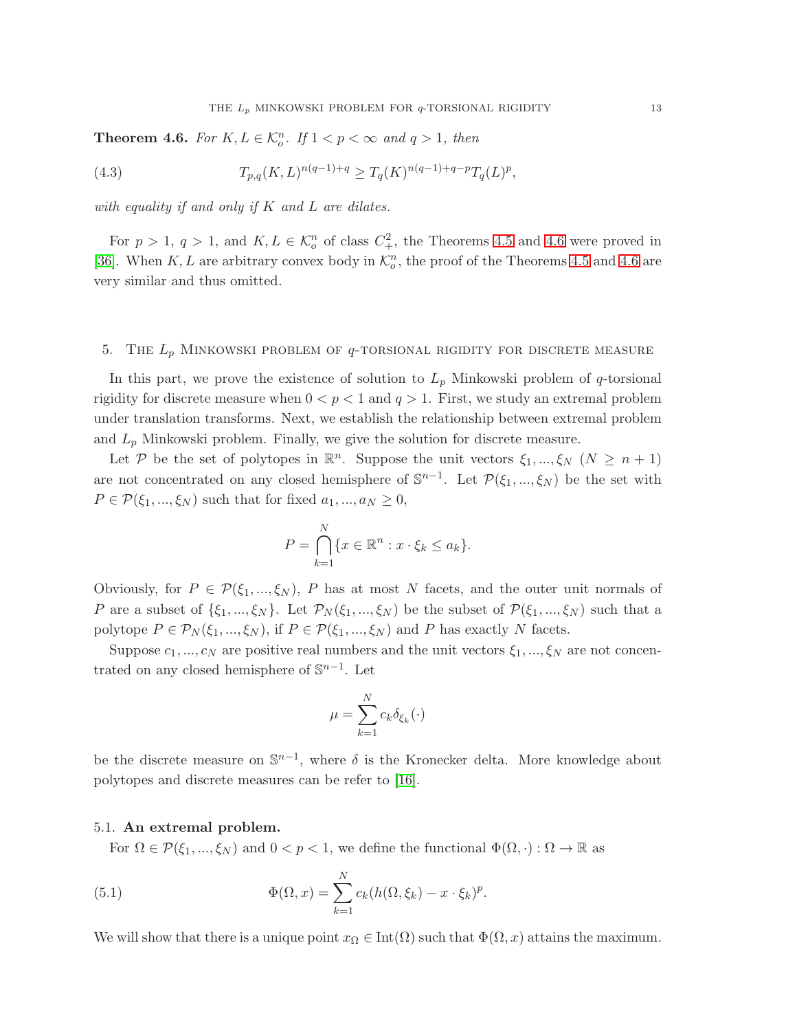**Theorem 4.6.** *For $K, L \in \mathcal{K}_o^n$. If $1 < p < \infty$ and $q > 1$, then*

$$T_{p,q}(K,L)^{n(q-1)+q} \geq T_q(K)^{n(q-1)+q-p} T_q(L)^p, \tag{4.3}$$

*with equality if and only if $K$ and $L$ are dilates.*

For $p > 1$, $q > 1$, and $K, L \in \mathcal{K}_o^n$ of class $C_+^2$, the Theorems 4.5 and 4.6 were proved in [36]. When $K, L$ are arbitrary convex body in $\mathcal{K}_o^n$, the proof of the Theorems 4.5 and 4.6 are very similar and thus omitted.

## 5. The $L_p$ Minkowski problem of $q$-torsional rigidity for discrete measure

In this part, we prove the existence of solution to $L_p$ Minkowski problem of $q$-torsional rigidity for discrete measure when $0 < p < 1$ and $q > 1$. First, we study an extremal problem under translation transforms. Next, we establish the relationship between extremal problem and $L_p$ Minkowski problem. Finally, we give the solution for discrete measure.

Let $\mathcal{P}$ be the set of polytopes in $\mathbb{R}^n$. Suppose the unit vectors $\xi_1, ..., \xi_N$ $(N \geq n+1)$ are not concentrated on any closed hemisphere of $\mathbb{S}^{n-1}$. Let $\mathcal{P}(\xi_1, ..., \xi_N)$ be the set with $P \in \mathcal{P}(\xi_1, ..., \xi_N)$ such that for fixed $a_1, ..., a_N \geq 0$,

$$P = \bigcap_{k=1}^{N} \{x \in \mathbb{R}^n : x \cdot \xi_k \leq a_k\}.$$

Obviously, for $P \in \mathcal{P}(\xi_1, ..., \xi_N)$, $P$ has at most $N$ facets, and the outer unit normals of $P$ are a subset of $\{\xi_1, ..., \xi_N\}$. Let $\mathcal{P}_N(\xi_1, ..., \xi_N)$ be the subset of $\mathcal{P}(\xi_1, ..., \xi_N)$ such that a polytope $P \in \mathcal{P}_N(\xi_1, ..., \xi_N)$, if $P \in \mathcal{P}(\xi_1, ..., \xi_N)$ and $P$ has exactly $N$ facets.

Suppose $c_1, ..., c_N$ are positive real numbers and the unit vectors $\xi_1, ..., \xi_N$ are not concentrated on any closed hemisphere of $\mathbb{S}^{n-1}$. Let

$$\mu = \sum_{k=1}^{N} c_k \delta_{\xi_k}(\cdot)$$

be the discrete measure on $\mathbb{S}^{n-1}$, where $\delta$ is the Kronecker delta. More knowledge about polytopes and discrete measures can be refer to [16].

### 5.1. An extremal problem.

For $\Omega \in \mathcal{P}(\xi_1, ..., \xi_N)$ and $0 < p < 1$, we define the functional $\Phi(\Omega, \cdot) : \Omega \to \mathbb{R}$ as

$$\Phi(\Omega, x) = \sum_{k=1}^{N} c_k (h(\Omega, \xi_k) - x \cdot \xi_k)^p. \tag{5.1}$$

We will show that there is a unique point $x_\Omega \in \mathrm{Int}(\Omega)$ such that $\Phi(\Omega, x)$ attains the maximum.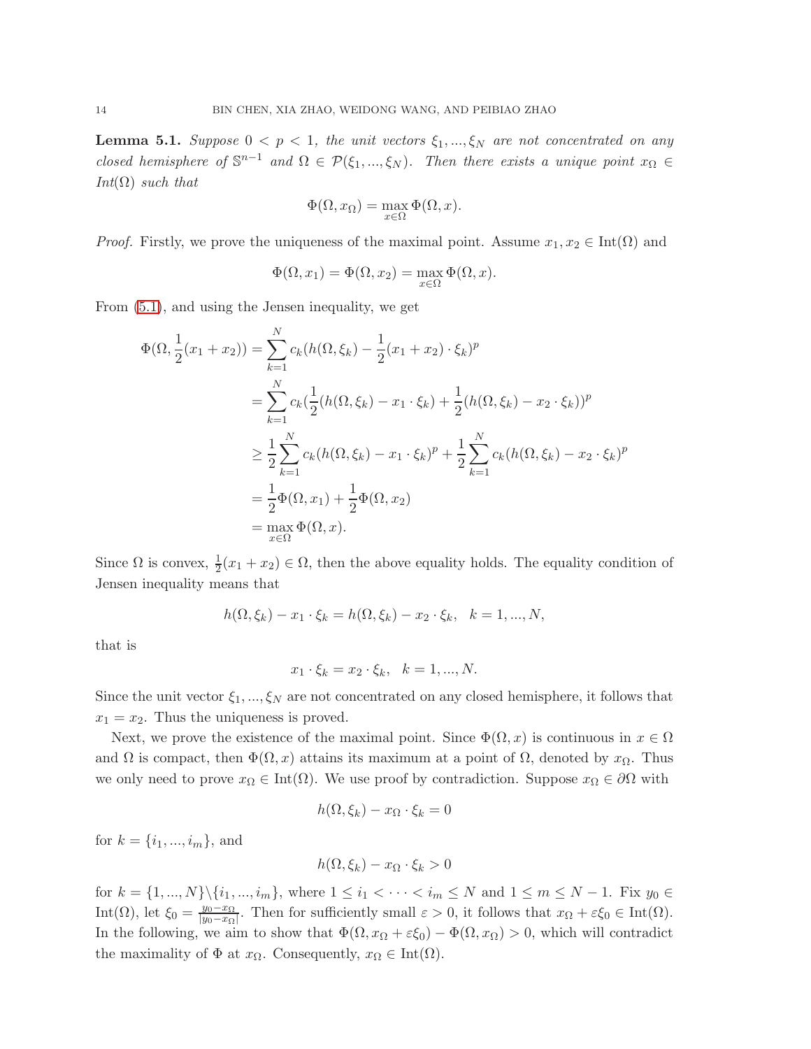**Lemma 5.1.** *Suppose $0 < p < 1$, the unit vectors $\xi_1, ..., \xi_N$ are not concentrated on any closed hemisphere of $\mathbb{S}^{n-1}$ and $\Omega \in \mathcal{P}(\xi_1, ..., \xi_N)$. Then there exists a unique point $x_\Omega \in$ Int$(\Omega)$ such that*

$$\Phi(\Omega, x_\Omega) = \max_{x \in \Omega} \Phi(\Omega, x).$$

*Proof.* Firstly, we prove the uniqueness of the maximal point. Assume $x_1, x_2 \in \text{Int}(\Omega)$ and

$$\Phi(\Omega, x_1) = \Phi(\Omega, x_2) = \max_{x \in \Omega} \Phi(\Omega, x).$$

From (5.1), and using the Jensen inequality, we get

$$\begin{aligned}
\Phi(\Omega, \frac{1}{2}(x_1 + x_2)) &= \sum_{k=1}^{N} c_k (h(\Omega, \xi_k) - \frac{1}{2}(x_1 + x_2) \cdot \xi_k)^p \\
&= \sum_{k=1}^{N} c_k (\frac{1}{2}(h(\Omega, \xi_k) - x_1 \cdot \xi_k) + \frac{1}{2}(h(\Omega, \xi_k) - x_2 \cdot \xi_k))^p \\
&\geq \frac{1}{2} \sum_{k=1}^{N} c_k (h(\Omega, \xi_k) - x_1 \cdot \xi_k)^p + \frac{1}{2} \sum_{k=1}^{N} c_k (h(\Omega, \xi_k) - x_2 \cdot \xi_k)^p \\
&= \frac{1}{2}\Phi(\Omega, x_1) + \frac{1}{2}\Phi(\Omega, x_2) \\
&= \max_{x \in \Omega} \Phi(\Omega, x).
\end{aligned}$$

Since $\Omega$ is convex, $\frac{1}{2}(x_1 + x_2) \in \Omega$, then the above equality holds. The equality condition of Jensen inequality means that

$$h(\Omega, \xi_k) - x_1 \cdot \xi_k = h(\Omega, \xi_k) - x_2 \cdot \xi_k, \quad k = 1, ..., N,$$

that is

$$x_1 \cdot \xi_k = x_2 \cdot \xi_k, \quad k = 1, ..., N.$$

Since the unit vector $\xi_1, ..., \xi_N$ are not concentrated on any closed hemisphere, it follows that $x_1 = x_2$. Thus the uniqueness is proved.

Next, we prove the existence of the maximal point. Since $\Phi(\Omega, x)$ is continuous in $x \in \Omega$ and $\Omega$ is compact, then $\Phi(\Omega, x)$ attains its maximum at a point of $\Omega$, denoted by $x_\Omega$. Thus we only need to prove $x_\Omega \in \text{Int}(\Omega)$. We use proof by contradiction. Suppose $x_\Omega \in \partial\Omega$ with

$$h(\Omega, \xi_k) - x_\Omega \cdot \xi_k = 0$$

for $k = \{i_1, ..., i_m\}$, and

$$h(\Omega, \xi_k) - x_\Omega \cdot \xi_k > 0$$

for $k = \{1, ..., N\} \backslash \{i_1, ..., i_m\}$, where $1 \leq i_1 < \cdots < i_m \leq N$ and $1 \leq m \leq N - 1$. Fix $y_0 \in \text{Int}(\Omega)$, let $\xi_0 = \frac{y_0 - x_\Omega}{|y_0 - x_\Omega|}$. Then for sufficiently small $\varepsilon > 0$, it follows that $x_\Omega + \varepsilon\xi_0 \in \text{Int}(\Omega)$. In the following, we aim to show that $\Phi(\Omega, x_\Omega + \varepsilon\xi_0) - \Phi(\Omega, x_\Omega) > 0$, which will contradict the maximality of $\Phi$ at $x_\Omega$. Consequently, $x_\Omega \in \text{Int}(\Omega)$.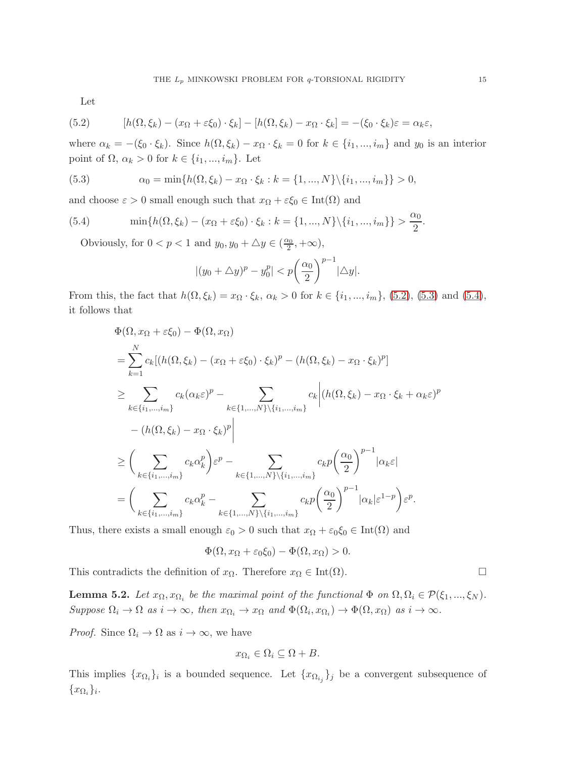Let

$$
[h(\Omega,\xi_k) - (x_\Omega + \varepsilon\xi_0)\cdot\xi_k] - [h(\Omega,\xi_k) - x_\Omega\cdot\xi_k] = -(\xi_0\cdot\xi_k)\varepsilon = \alpha_k\varepsilon, \tag{5.2}
$$

where $\alpha_k = -(\xi_0\cdot\xi_k)$. Since $h(\Omega,\xi_k) - x_\Omega\cdot\xi_k = 0$ for $k\in\{i_1,...,i_m\}$ and $y_0$ is an interior point of $\Omega$, $\alpha_k > 0$ for $k\in\{i_1,...,i_m\}$. Let

$$
\alpha_0 = \min\{h(\Omega,\xi_k) - x_\Omega\cdot\xi_k : k = \{1,...,N\}\backslash\{i_1,...,i_m\}\} > 0, \tag{5.3}
$$

and choose $\varepsilon > 0$ small enough such that $x_\Omega + \varepsilon\xi_0 \in \mathrm{Int}(\Omega)$ and

$$
\min\{h(\Omega,\xi_k) - (x_\Omega + \varepsilon\xi_0)\cdot\xi_k : k = \{1,...,N\}\backslash\{i_1,...,i_m\}\} > \frac{\alpha_0}{2}. \tag{5.4}
$$

Obviously, for $0<p<1$ and $y_0, y_0+\triangle y \in (\frac{\alpha_0}{2}, +\infty)$,

$$
|(y_0+\triangle y)^p - y_0^p| < p\left(\frac{\alpha_0}{2}\right)^{p-1}|\triangle y|.
$$

From this, the fact that $h(\Omega,\xi_k) = x_\Omega\cdot\xi_k$, $\alpha_k>0$ for $k\in\{i_1,...,i_m\}$, (5.2), (5.3) and (5.4), it follows that

$$
\begin{aligned}
&\Phi(\Omega, x_\Omega+\varepsilon\xi_0) - \Phi(\Omega, x_\Omega)\\
&= \sum_{k=1}^{N} c_k[(h(\Omega,\xi_k) - (x_\Omega+\varepsilon\xi_0)\cdot\xi_k)^p - (h(\Omega,\xi_k) - x_\Omega\cdot\xi_k)^p]\\
&\geq \sum_{k\in\{i_1,...,i_m\}} c_k(\alpha_k\varepsilon)^p - \sum_{k\in\{1,...,N\}\backslash\{i_1,...,i_m\}} c_k\bigg|(h(\Omega,\xi_k) - x_\Omega\cdot\xi_k + \alpha_k\varepsilon)^p\\
&\quad - (h(\Omega,\xi_k) - x_\Omega\cdot\xi_k)^p\bigg|\\
&\geq \bigg(\sum_{k\in\{i_1,...,i_m\}} c_k\alpha_k^p\bigg)\varepsilon^p - \sum_{k\in\{1,...,N\}\backslash\{i_1,...,i_m\}} c_k p\left(\frac{\alpha_0}{2}\right)^{p-1}|\alpha_k\varepsilon|\\
&= \bigg(\sum_{k\in\{i_1,...,i_m\}} c_k\alpha_k^p - \sum_{k\in\{1,...,N\}\backslash\{i_1,...,i_m\}} c_k p\left(\frac{\alpha_0}{2}\right)^{p-1}|\alpha_k|\varepsilon^{1-p}\bigg)\varepsilon^p.
\end{aligned}
$$

Thus, there exists a small enough $\varepsilon_0>0$ such that $x_\Omega+\varepsilon_0\xi_0\in\mathrm{Int}(\Omega)$ and

$$
\Phi(\Omega, x_\Omega+\varepsilon_0\xi_0) - \Phi(\Omega, x_\Omega) > 0.
$$

This contradicts the definition of $x_\Omega$. Therefore $x_\Omega\in\mathrm{Int}(\Omega)$. $\square$

**Lemma 5.2.** *Let $x_\Omega, x_{\Omega_i}$ be the maximal point of the functional $\Phi$ on $\Omega, \Omega_i \in \mathcal{P}(\xi_1,...,\xi_N)$. Suppose $\Omega_i\to\Omega$ as $i\to\infty$, then $x_{\Omega_i}\to x_\Omega$ and $\Phi(\Omega_i, x_{\Omega_i})\to\Phi(\Omega, x_\Omega)$ as $i\to\infty$.*

*Proof.* Since $\Omega_i\to\Omega$ as $i\to\infty$, we have

$$
x_{\Omega_i}\in\Omega_i\subseteq\Omega+B.
$$

This implies $\{x_{\Omega_i}\}_i$ is a bounded sequence. Let $\{x_{\Omega_{i_j}}\}_j$ be a convergent subsequence of $\{x_{\Omega_i}\}_i$.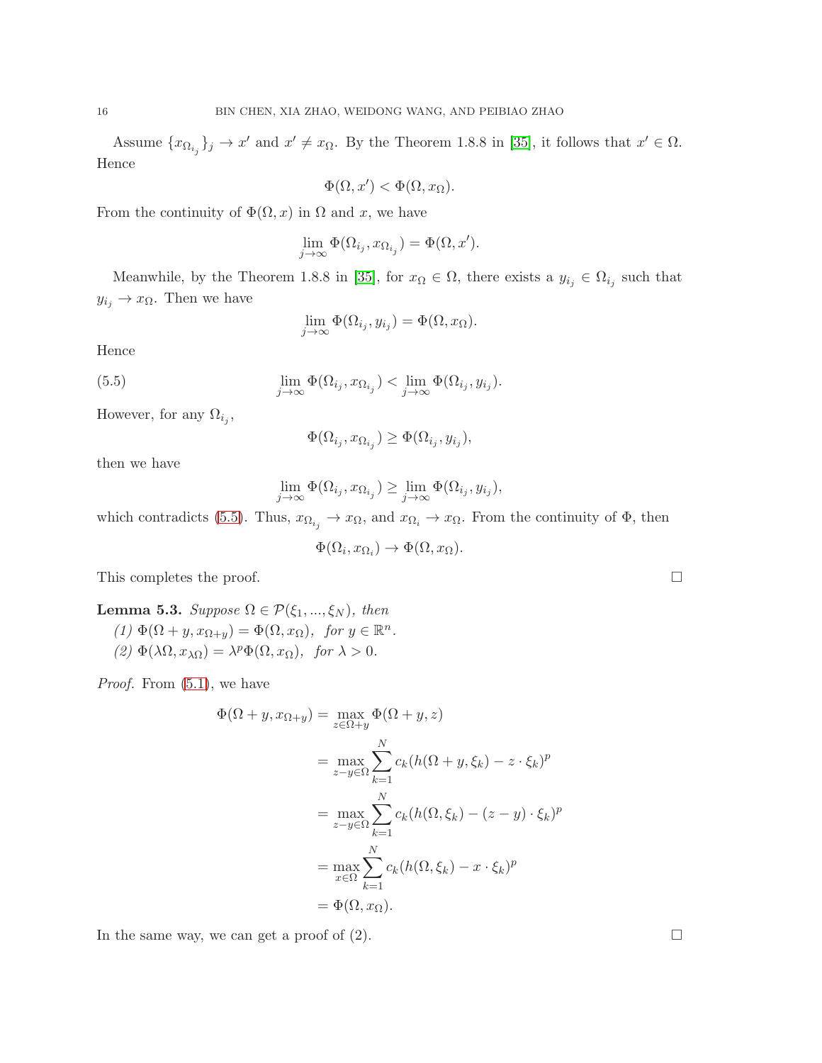Assume $\{x_{\Omega_{i_j}}\}_j \to x'$ and $x' \neq x_\Omega$. By the Theorem 1.8.8 in [35], it follows that $x' \in \Omega$. Hence

$$\Phi(\Omega, x') < \Phi(\Omega, x_\Omega).$$

From the continuity of $\Phi(\Omega, x)$ in $\Omega$ and $x$, we have

$$\lim_{j\to\infty} \Phi(\Omega_{i_j}, x_{\Omega_{i_j}}) = \Phi(\Omega, x').$$

Meanwhile, by the Theorem 1.8.8 in [35], for $x_\Omega \in \Omega$, there exists a $y_{i_j} \in \Omega_{i_j}$ such that $y_{i_j} \to x_\Omega$. Then we have

$$\lim_{j\to\infty} \Phi(\Omega_{i_j}, y_{i_j}) = \Phi(\Omega, x_\Omega).$$

Hence

$$\lim_{j\to\infty} \Phi(\Omega_{i_j}, x_{\Omega_{i_j}}) < \lim_{j\to\infty} \Phi(\Omega_{i_j}, y_{i_j}). \tag{5.5}$$

However, for any $\Omega_{i_j}$,

$$\Phi(\Omega_{i_j}, x_{\Omega_{i_j}}) \geq \Phi(\Omega_{i_j}, y_{i_j}),$$

then we have

$$\lim_{j\to\infty} \Phi(\Omega_{i_j}, x_{\Omega_{i_j}}) \geq \lim_{j\to\infty} \Phi(\Omega_{i_j}, y_{i_j}),$$

which contradicts (5.5). Thus, $x_{\Omega_{i_j}} \to x_\Omega$, and $x_{\Omega_i} \to x_\Omega$. From the continuity of $\Phi$, then

$$\Phi(\Omega_i, x_{\Omega_i}) \to \Phi(\Omega, x_\Omega).$$

This completes the proof. $\square$

**Lemma 5.3.** *Suppose $\Omega \in \mathcal{P}(\xi_1, ..., \xi_N)$, then*
*(1) $\Phi(\Omega + y, x_{\Omega+y}) = \Phi(\Omega, x_\Omega)$, for $y \in \mathbb{R}^n$.*
*(2) $\Phi(\lambda\Omega, x_{\lambda\Omega}) = \lambda^p \Phi(\Omega, x_\Omega)$, for $\lambda > 0$.*

*Proof.* From (5.1), we have

$$\begin{aligned}
\Phi(\Omega + y, x_{\Omega+y}) &= \max_{z\in\Omega+y} \Phi(\Omega + y, z) \\
&= \max_{z-y\in\Omega} \sum_{k=1}^{N} c_k (h(\Omega + y, \xi_k) - z \cdot \xi_k)^p \\
&= \max_{z-y\in\Omega} \sum_{k=1}^{N} c_k (h(\Omega, \xi_k) - (z - y) \cdot \xi_k)^p \\
&= \max_{x\in\Omega} \sum_{k=1}^{N} c_k (h(\Omega, \xi_k) - x \cdot \xi_k)^p \\
&= \Phi(\Omega, x_\Omega).
\end{aligned}$$

In the same way, we can get a proof of (2). $\square$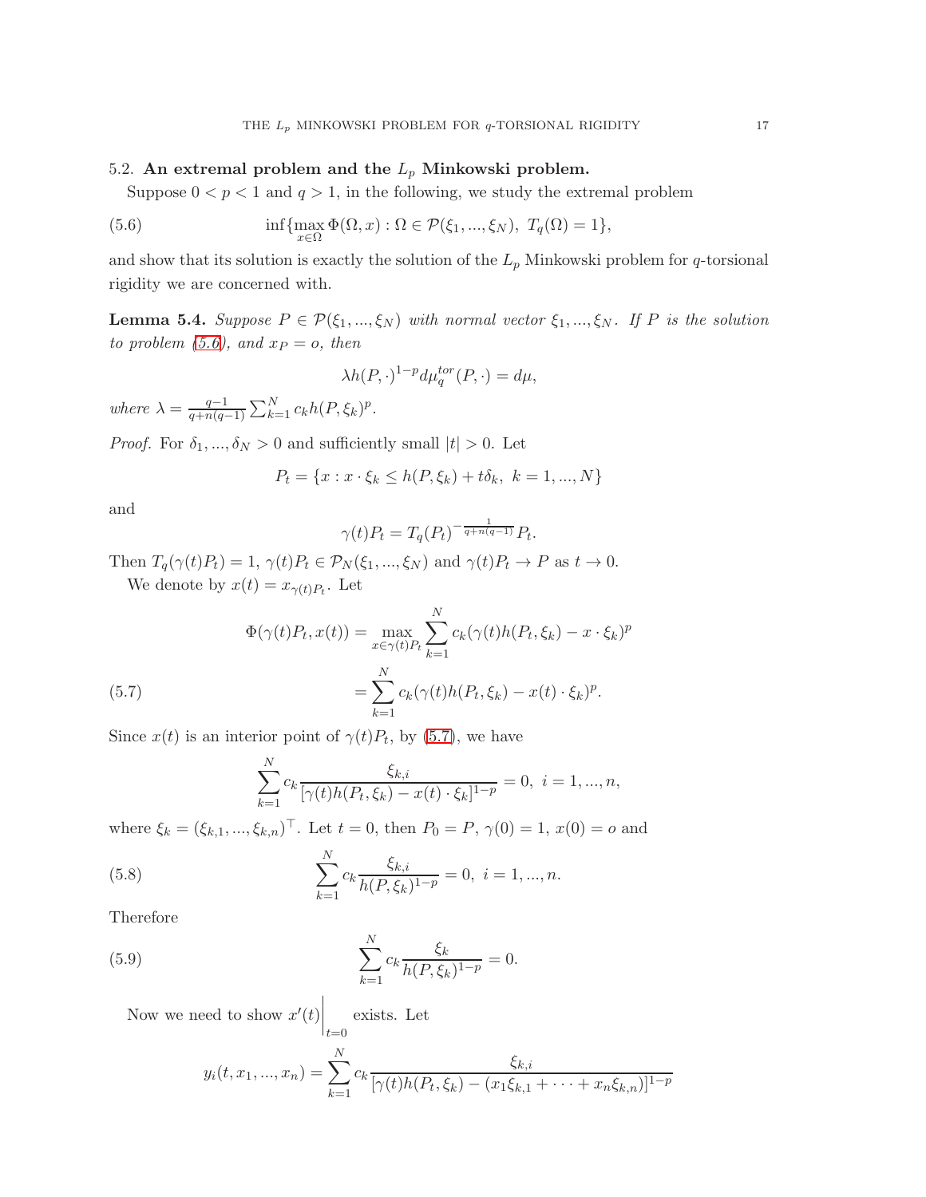### 5.2. An extremal problem and the $L_p$ Minkowski problem.

Suppose $0 < p < 1$ and $q > 1$, in the following, we study the extremal problem

$$\inf\{\max_{x\in\Omega} \Phi(\Omega, x) : \Omega \in \mathcal{P}(\xi_1, ..., \xi_N),\ T_q(\Omega) = 1\}, \tag{5.6}$$

and show that its solution is exactly the solution of the $L_p$ Minkowski problem for $q$-torsional rigidity we are concerned with.

**Lemma 5.4.** *Suppose $P \in \mathcal{P}(\xi_1, ..., \xi_N)$ with normal vector $\xi_1, ..., \xi_N$. If $P$ is the solution to problem (5.6), and $x_P = o$, then*

$$\lambda h(P, \cdot)^{1-p} d\mu_q^{tor}(P, \cdot) = d\mu,$$

*where $\lambda = \frac{q-1}{q+n(q-1)} \sum_{k=1}^N c_k h(P, \xi_k)^p$.*

*Proof.* For $\delta_1, ..., \delta_N > 0$ and sufficiently small $|t| > 0$. Let

$$P_t = \{x : x \cdot \xi_k \le h(P, \xi_k) + t\delta_k,\ k = 1, ..., N\}$$

and

$$\gamma(t)P_t = T_q(P_t)^{-\frac{1}{q+n(q-1)}} P_t.$$

Then $T_q(\gamma(t)P_t) = 1$, $\gamma(t)P_t \in \mathcal{P}_N(\xi_1, ..., \xi_N)$ and $\gamma(t)P_t \to P$ as $t \to 0$.

We denote by $x(t) = x_{\gamma(t)P_t}$. Let

$$\begin{aligned}\Phi(\gamma(t)P_t, x(t)) &= \max_{x\in\gamma(t)P_t} \sum_{k=1}^N c_k(\gamma(t)h(P_t, \xi_k) - x \cdot \xi_k)^p \\ &= \sum_{k=1}^N c_k(\gamma(t)h(P_t, \xi_k) - x(t) \cdot \xi_k)^p.\end{aligned} \tag{5.7}$$

Since $x(t)$ is an interior point of $\gamma(t)P_t$, by (5.7), we have

$$\sum_{k=1}^N c_k \frac{\xi_{k,i}}{[\gamma(t)h(P_t, \xi_k) - x(t) \cdot \xi_k]^{1-p}} = 0,\ i = 1, ..., n,$$

where $\xi_k = (\xi_{k,1}, ..., \xi_{k,n})^\top$. Let $t = 0$, then $P_0 = P$, $\gamma(0) = 1$, $x(0) = o$ and

$$\sum_{k=1}^N c_k \frac{\xi_{k,i}}{h(P, \xi_k)^{1-p}} = 0,\ i = 1, ..., n. \tag{5.8}$$

Therefore

$$\sum_{k=1}^N c_k \frac{\xi_k}{h(P, \xi_k)^{1-p}} = 0. \tag{5.9}$$

Now we need to show $x'(t)\Big|_{t=0}$ exists. Let

$$y_i(t, x_1, ..., x_n) = \sum_{k=1}^N c_k \frac{\xi_{k,i}}{[\gamma(t)h(P_t, \xi_k) - (x_1\xi_{k,1} + \cdots + x_n\xi_{k,n})]^{1-p}}$$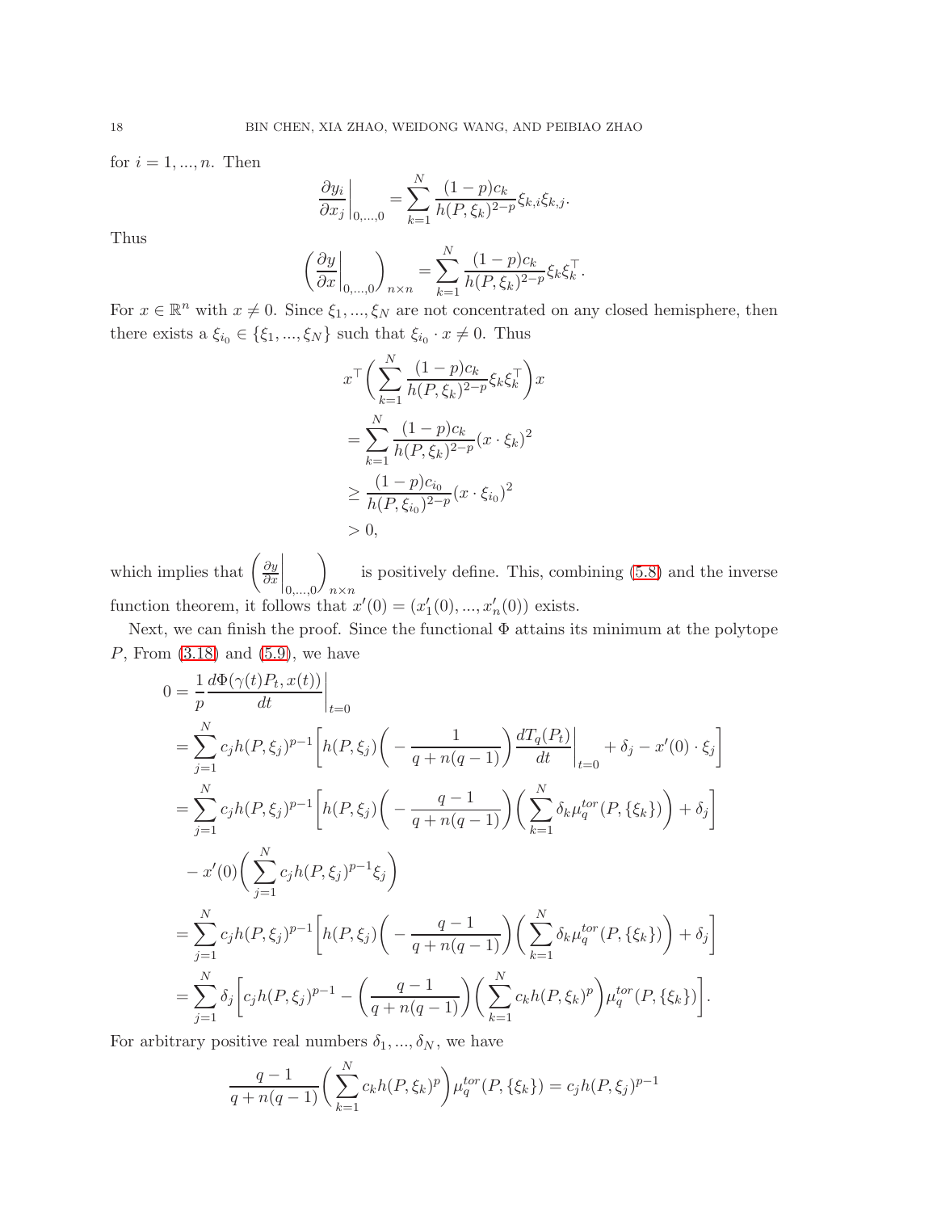for $i = 1, ..., n$. Then

$$\frac{\partial y_i}{\partial x_j}\bigg|_{0,...,0} = \sum_{k=1}^{N} \frac{(1-p)c_k}{h(P,\xi_k)^{2-p}} \xi_{k,i}\xi_{k,j}.$$

Thus

$$\left( \frac{\partial y}{\partial x}\bigg|_{0,...,0} \right)_{n\times n} = \sum_{k=1}^{N} \frac{(1-p)c_k}{h(P,\xi_k)^{2-p}} \xi_k \xi_k^{\top}.$$

For $x \in \mathbb{R}^n$ with $x \neq 0$. Since $\xi_1, ..., \xi_N$ are not concentrated on any closed hemisphere, then there exists a $\xi_{i_0} \in \{\xi_1, ..., \xi_N\}$ such that $\xi_{i_0} \cdot x \neq 0$. Thus

$$\begin{aligned}
&x^{\top}\bigg( \sum_{k=1}^{N} \frac{(1-p)c_k}{h(P,\xi_k)^{2-p}} \xi_k \xi_k^{\top} \bigg) x \\
&= \sum_{k=1}^{N} \frac{(1-p)c_k}{h(P,\xi_k)^{2-p}} (x\cdot\xi_k)^2 \\
&\geq \frac{(1-p)c_{i_0}}{h(P,\xi_{i_0})^{2-p}} (x\cdot\xi_{i_0})^2 \\
&> 0,
\end{aligned}$$

which implies that $\left( \frac{\partial y}{\partial x}\Big|_{0,...,0} \right)_{n\times n}$ is positively define. This, combining (5.8) and the inverse function theorem, it follows that $x'(0) = (x_1'(0), ..., x_n'(0))$ exists.

Next, we can finish the proof. Since the functional $\Phi$ attains its minimum at the polytope $P$, From (3.18) and (5.9), we have

$$\begin{aligned}
0 &= \frac{1}{p}\frac{d\Phi(\gamma(t)P_t, x(t))}{dt}\bigg|_{t=0} \\
&= \sum_{j=1}^{N} c_j h(P,\xi_j)^{p-1}\bigg[ h(P,\xi_j)\bigg( -\frac{1}{q+n(q-1)} \bigg) \frac{dT_q(P_t)}{dt}\bigg|_{t=0} + \delta_j - x'(0)\cdot\xi_j \bigg] \\
&= \sum_{j=1}^{N} c_j h(P,\xi_j)^{p-1}\bigg[ h(P,\xi_j)\bigg( -\frac{q-1}{q+n(q-1)} \bigg)\bigg( \sum_{k=1}^{N} \delta_k \mu_q^{tor}(P,\{\xi_k\}) \bigg) + \delta_j \bigg] \\
&\quad - x'(0)\bigg( \sum_{j=1}^{N} c_j h(P,\xi_j)^{p-1}\xi_j \bigg) \\
&= \sum_{j=1}^{N} c_j h(P,\xi_j)^{p-1}\bigg[ h(P,\xi_j)\bigg( -\frac{q-1}{q+n(q-1)} \bigg)\bigg( \sum_{k=1}^{N} \delta_k \mu_q^{tor}(P,\{\xi_k\}) \bigg) + \delta_j \bigg] \\
&= \sum_{j=1}^{N} \delta_j \bigg[ c_j h(P,\xi_j)^{p-1} - \bigg( \frac{q-1}{q+n(q-1)} \bigg)\bigg( \sum_{k=1}^{N} c_k h(P,\xi_k)^p \bigg) \mu_q^{tor}(P,\{\xi_k\}) \bigg].
\end{aligned}$$

For arbitrary positive real numbers $\delta_1, ..., \delta_N$, we have

$$\frac{q-1}{q+n(q-1)}\bigg( \sum_{k=1}^{N} c_k h(P,\xi_k)^p \bigg) \mu_q^{tor}(P,\{\xi_k\}) = c_j h(P,\xi_j)^{p-1}$$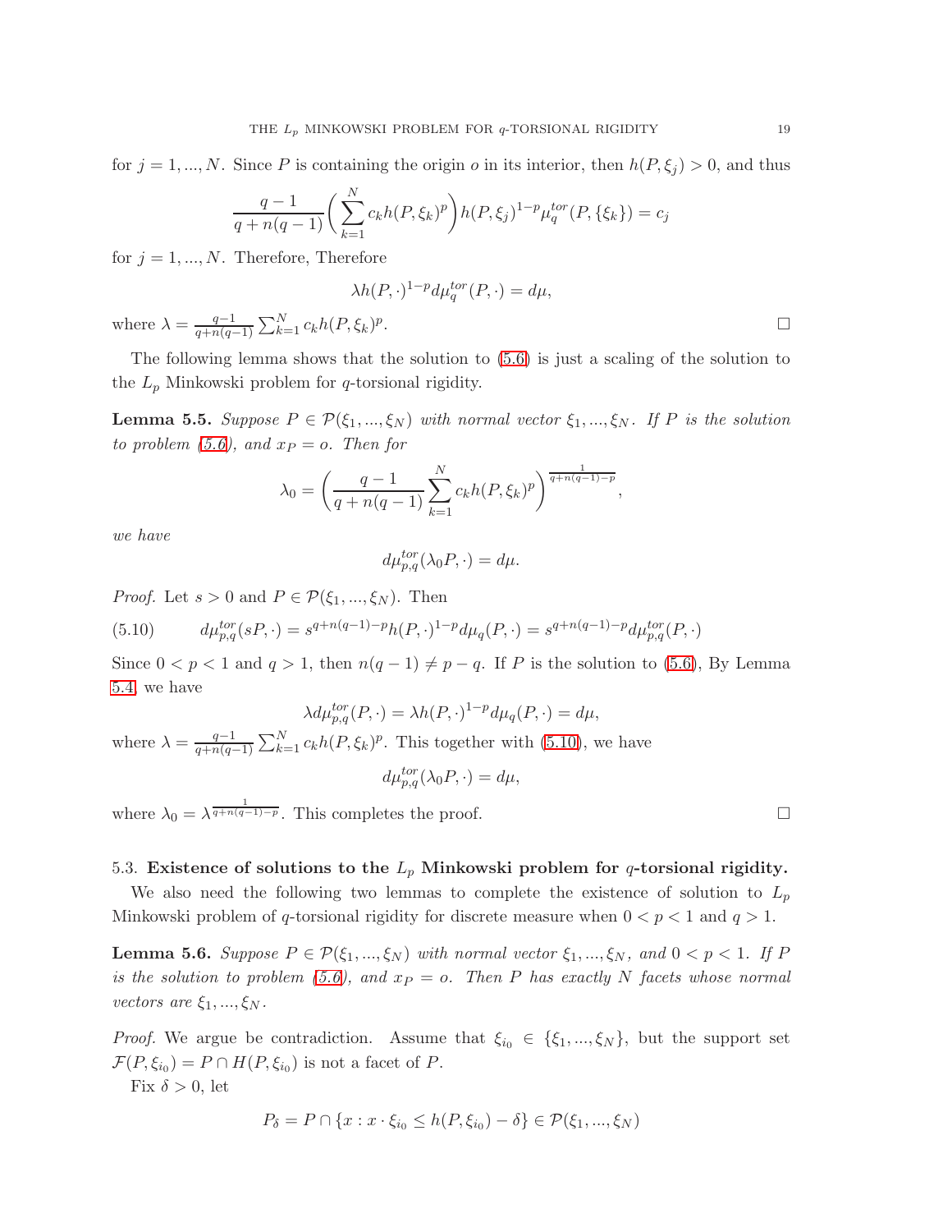for $j = 1, ..., N$. Since $P$ is containing the origin $o$ in its interior, then $h(P, \xi_j) > 0$, and thus

$$\frac{q-1}{q+n(q-1)}\left(\sum_{k=1}^{N} c_k h(P,\xi_k)^p\right) h(P,\xi_j)^{1-p} \mu_q^{tor}(P,\{\xi_k\}) = c_j$$

for $j = 1, ..., N$. Therefore, Therefore

$$\lambda h(P,\cdot)^{1-p} d\mu_q^{tor}(P,\cdot) = d\mu,$$

where $\lambda = \frac{q-1}{q+n(q-1)} \sum_{k=1}^{N} c_k h(P,\xi_k)^p$. □

The following lemma shows that the solution to (5.6) is just a scaling of the solution to the $L_p$ Minkowski problem for $q$-torsional rigidity.

**Lemma 5.5.** *Suppose $P \in \mathcal{P}(\xi_1, ..., \xi_N)$ with normal vector $\xi_1, ..., \xi_N$. If $P$ is the solution to problem (5.6), and $x_P = o$. Then for*

$$\lambda_0 = \left(\frac{q-1}{q+n(q-1)} \sum_{k=1}^{N} c_k h(P,\xi_k)^p\right)^{\frac{1}{q+n(q-1)-p}},$$

*we have*

$$d\mu_{p,q}^{tor}(\lambda_0 P, \cdot) = d\mu.$$

*Proof.* Let $s > 0$ and $P \in \mathcal{P}(\xi_1, ..., \xi_N)$. Then

$$d\mu_{p,q}^{tor}(sP,\cdot) = s^{q+n(q-1)-p} h(P,\cdot)^{1-p} d\mu_q(P,\cdot) = s^{q+n(q-1)-p} d\mu_{p,q}^{tor}(P,\cdot) \tag{5.10}$$

Since $0 < p < 1$ and $q > 1$, then $n(q-1) \neq p - q$. If $P$ is the solution to (5.6), By Lemma 5.4, we have

$$\lambda d\mu_{p,q}^{tor}(P,\cdot) = \lambda h(P,\cdot)^{1-p} d\mu_q(P,\cdot) = d\mu,$$

where $\lambda = \frac{q-1}{q+n(q-1)} \sum_{k=1}^{N} c_k h(P,\xi_k)^p$. This together with (5.10), we have

$$d\mu_{p,q}^{tor}(\lambda_0 P, \cdot) = d\mu,$$

where $\lambda_0 = \lambda^{\frac{1}{q+n(q-1)-p}}$. This completes the proof. □

### 5.3. Existence of solutions to the $L_p$ Minkowski problem for $q$-torsional rigidity.

We also need the following two lemmas to complete the existence of solution to $L_p$ Minkowski problem of $q$-torsional rigidity for discrete measure when $0 < p < 1$ and $q > 1$.

**Lemma 5.6.** *Suppose $P \in \mathcal{P}(\xi_1, ..., \xi_N)$ with normal vector $\xi_1, ..., \xi_N$, and $0 < p < 1$. If $P$ is the solution to problem (5.6), and $x_P = o$. Then $P$ has exactly $N$ facets whose normal vectors are $\xi_1, ..., \xi_N$.*

*Proof.* We argue be contradiction. Assume that $\xi_{i_0} \in \{\xi_1, ..., \xi_N\}$, but the support set $\mathcal{F}(P, \xi_{i_0}) = P \cap H(P, \xi_{i_0})$ is not a facet of $P$.

Fix $\delta > 0$, let

$$P_\delta = P \cap \{x : x \cdot \xi_{i_0} \leq h(P, \xi_{i_0}) - \delta\} \in \mathcal{P}(\xi_1, ..., \xi_N)$$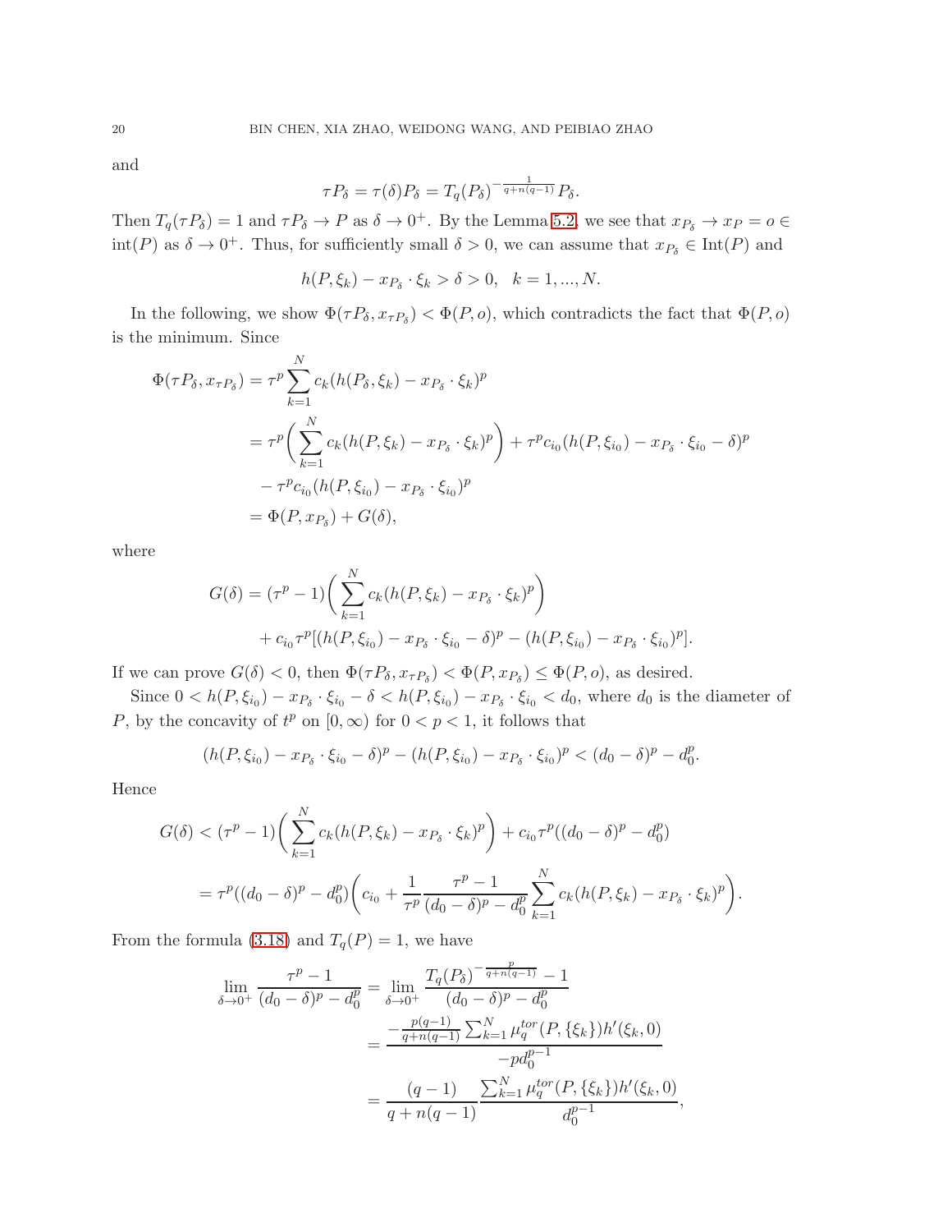and

$$\tau P_\delta = \tau(\delta) P_\delta = T_q(P_\delta)^{-\frac{1}{q+n(q-1)}} P_\delta.$$

Then $T_q(\tau P_\delta) = 1$ and $\tau P_\delta \to P$ as $\delta \to 0^+$. By the Lemma 5.2, we see that $x_{P_\delta} \to x_P = o \in \mathrm{int}(P)$ as $\delta \to 0^+$. Thus, for sufficiently small $\delta > 0$, we can assume that $x_{P_\delta} \in \mathrm{Int}(P)$ and

$$h(P, \xi_k) - x_{P_\delta} \cdot \xi_k > \delta > 0, \quad k = 1, ..., N.$$

In the following, we show $\Phi(\tau P_\delta, x_{\tau P_\delta}) < \Phi(P, o)$, which contradicts the fact that $\Phi(P, o)$ is the minimum. Since

$$\begin{aligned}
\Phi(\tau P_\delta, x_{\tau P_\delta}) &= \tau^p \sum_{k=1}^N c_k (h(P_\delta, \xi_k) - x_{P_\delta} \cdot \xi_k)^p \\
&= \tau^p \bigg( \sum_{k=1}^N c_k (h(P, \xi_k) - x_{P_\delta} \cdot \xi_k)^p \bigg) + \tau^p c_{i_0} (h(P, \xi_{i_0}) - x_{P_\delta} \cdot \xi_{i_0} - \delta)^p \\
&\quad - \tau^p c_{i_0} (h(P, \xi_{i_0}) - x_{P_\delta} \cdot \xi_{i_0})^p \\
&= \Phi(P, x_{P_\delta}) + G(\delta),
\end{aligned}$$

where

$$\begin{aligned}
G(\delta) = (\tau^p - 1) &\bigg( \sum_{k=1}^N c_k (h(P, \xi_k) - x_{P_\delta} \cdot \xi_k)^p \bigg) \\
&+ c_{i_0} \tau^p [(h(P, \xi_{i_0}) - x_{P_\delta} \cdot \xi_{i_0} - \delta)^p - (h(P, \xi_{i_0}) - x_{P_\delta} \cdot \xi_{i_0})^p].
\end{aligned}$$

If we can prove $G(\delta) < 0$, then $\Phi(\tau P_\delta, x_{\tau P_\delta}) < \Phi(P, x_{P_\delta}) \leq \Phi(P, o)$, as desired.

Since $0 < h(P, \xi_{i_0}) - x_{P_\delta} \cdot \xi_{i_0} - \delta < h(P, \xi_{i_0}) - x_{P_\delta} \cdot \xi_{i_0} < d_0$, where $d_0$ is the diameter of $P$, by the concavity of $t^p$ on $[0, \infty)$ for $0 < p < 1$, it follows that

$$(h(P, \xi_{i_0}) - x_{P_\delta} \cdot \xi_{i_0} - \delta)^p - (h(P, \xi_{i_0}) - x_{P_\delta} \cdot \xi_{i_0})^p < (d_0 - \delta)^p - d_0^p.$$

Hence

$$\begin{aligned}
G(\delta) &< (\tau^p - 1) \bigg( \sum_{k=1}^N c_k (h(P, \xi_k) - x_{P_\delta} \cdot \xi_k)^p \bigg) + c_{i_0} \tau^p ((d_0 - \delta)^p - d_0^p) \\
&= \tau^p ((d_0 - \delta)^p - d_0^p) \bigg( c_{i_0} + \frac{1}{\tau^p} \frac{\tau^p - 1}{(d_0 - \delta)^p - d_0^p} \sum_{k=1}^N c_k (h(P, \xi_k) - x_{P_\delta} \cdot \xi_k)^p \bigg).
\end{aligned}$$

From the formula (3.18) and $T_q(P) = 1$, we have

$$\begin{aligned}
\lim_{\delta \to 0^+} \frac{\tau^p - 1}{(d_0 - \delta)^p - d_0^p} &= \lim_{\delta \to 0^+} \frac{T_q(P_\delta)^{-\frac{p}{q+n(q-1)}} - 1}{(d_0 - \delta)^p - d_0^p} \\
&= \frac{-\frac{p(q-1)}{q+n(q-1)} \sum_{k=1}^N \mu_q^{tor}(P, \{\xi_k\}) h'(\xi_k, 0)}{-p d_0^{p-1}} \\
&= \frac{(q-1)}{q+n(q-1)} \frac{\sum_{k=1}^N \mu_q^{tor}(P, \{\xi_k\}) h'(\xi_k, 0)}{d_0^{p-1}},
\end{aligned}$$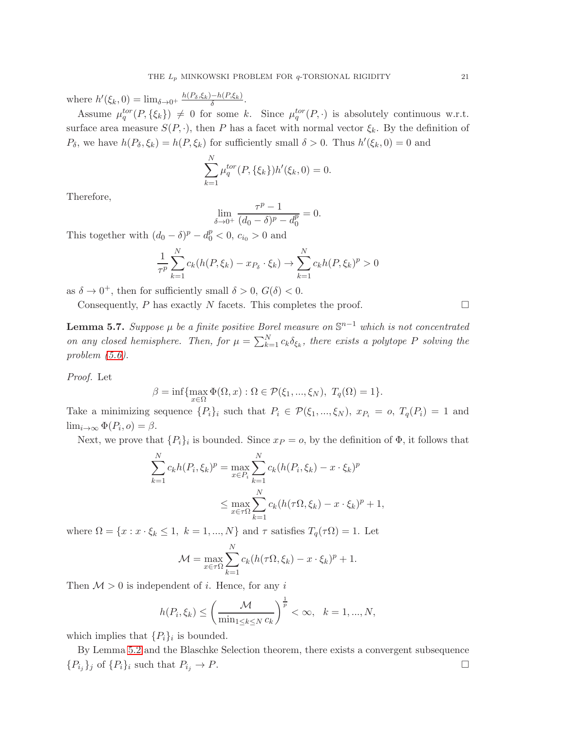where $h'(\xi_k, 0) = \lim_{\delta \to 0^+} \frac{h(P_\delta, \xi_k) - h(P, \xi_k)}{\delta}$.

Assume $\mu_q^{tor}(P, \{\xi_k\}) \neq 0$ for some $k$. Since $\mu_q^{tor}(P, \cdot)$ is absolutely continuous w.r.t. surface area measure $S(P, \cdot)$, then $P$ has a facet with normal vector $\xi_k$. By the definition of $P_\delta$, we have $h(P_\delta, \xi_k) = h(P, \xi_k)$ for sufficiently small $\delta > 0$. Thus $h'(\xi_k, 0) = 0$ and

$$\sum_{k=1}^{N} \mu_q^{tor}(P, \{\xi_k\}) h'(\xi_k, 0) = 0.$$

Therefore,

$$\lim_{\delta \to 0^+} \frac{\tau^p - 1}{(d_0 - \delta)^p - d_0^p} = 0.$$

This together with $(d_0 - \delta)^p - d_0^p < 0$, $c_{i_0} > 0$ and

$$\frac{1}{\tau^p} \sum_{k=1}^{N} c_k (h(P, \xi_k) - x_{P_\delta} \cdot \xi_k) \to \sum_{k=1}^{N} c_k h(P, \xi_k)^p > 0$$

as $\delta \to 0^+$, then for sufficiently small $\delta > 0$, $G(\delta) < 0$.

Consequently, $P$ has exactly $N$ facets. This completes the proof. $\square$

**Lemma 5.7.** *Suppose $\mu$ be a finite positive Borel measure on $\mathbb{S}^{n-1}$ which is not concentrated on any closed hemisphere. Then, for $\mu = \sum_{k=1}^{N} c_k \delta_{\xi_k}$, there exists a polytope $P$ solving the problem (5.6).*

*Proof.* Let

$$\beta = \inf\{\max_{x \in \Omega} \Phi(\Omega, x) : \Omega \in \mathcal{P}(\xi_1, ..., \xi_N),\ T_q(\Omega) = 1\}.$$

Take a minimizing sequence $\{P_i\}_i$ such that $P_i \in \mathcal{P}(\xi_1, ..., \xi_N)$, $x_{P_i} = o$, $T_q(P_i) = 1$ and $\lim_{i \to \infty} \Phi(P_i, o) = \beta$.

Next, we prove that $\{P_i\}_i$ is bounded. Since $x_P = o$, by the definition of $\Phi$, it follows that

$$\begin{aligned}
\sum_{k=1}^{N} c_k h(P_i, \xi_k)^p &= \max_{x \in P_i} \sum_{k=1}^{N} c_k (h(P_i, \xi_k) - x \cdot \xi_k)^p \\
&\leq \max_{x \in \tau\Omega} \sum_{k=1}^{N} c_k (h(\tau\Omega, \xi_k) - x \cdot \xi_k)^p + 1,
\end{aligned}$$

where $\Omega = \{x : x \cdot \xi_k \leq 1,\ k = 1, ..., N\}$ and $\tau$ satisfies $T_q(\tau\Omega) = 1$. Let

$$\mathcal{M} = \max_{x \in \tau\Omega} \sum_{k=1}^{N} c_k (h(\tau\Omega, \xi_k) - x \cdot \xi_k)^p + 1.$$

Then $\mathcal{M} > 0$ is independent of $i$. Hence, for any $i$

$$h(P_i, \xi_k) \leq \left( \frac{\mathcal{M}}{\min_{1 \leq k \leq N} c_k} \right)^{\frac{1}{p}} < \infty, \quad k = 1, ..., N,$$

which implies that $\{P_i\}_i$ is bounded.

By Lemma 5.2 and the Blaschke Selection theorem, there exists a convergent subsequence $\{P_{i_j}\}_j$ of $\{P_i\}_i$ such that $P_{i_j} \to P$. $\square$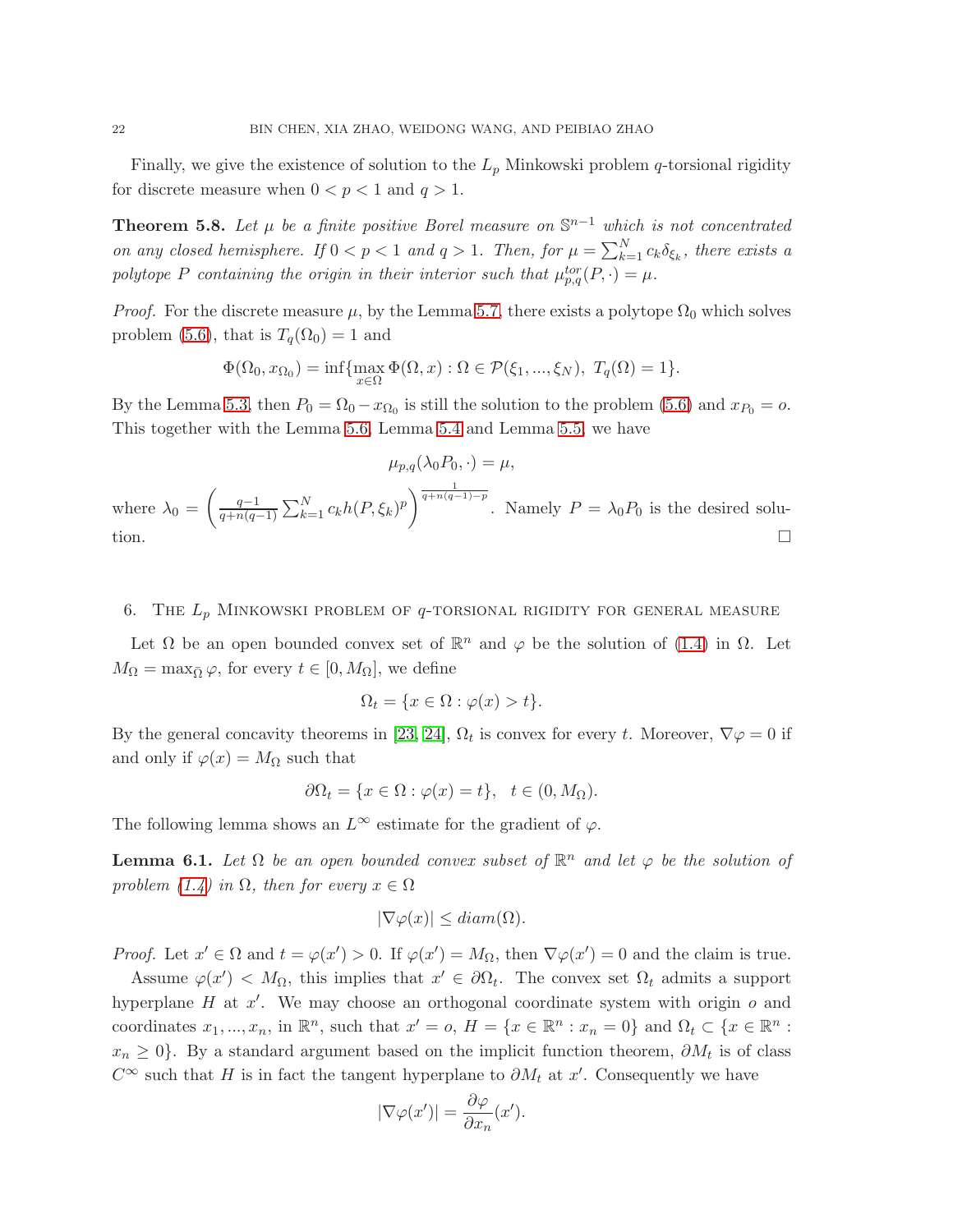Finally, we give the existence of solution to the $L_p$ Minkowski problem $q$-torsional rigidity for discrete measure when $0 < p < 1$ and $q > 1$.

**Theorem 5.8.** *Let $\mu$ be a finite positive Borel measure on $\mathbb{S}^{n-1}$ which is not concentrated on any closed hemisphere. If $0 < p < 1$ and $q > 1$. Then, for $\mu = \sum_{k=1}^{N} c_k \delta_{\xi_k}$, there exists a polytope $P$ containing the origin in their interior such that $\mu_{p,q}^{tor}(P, \cdot) = \mu$.*

*Proof.* For the discrete measure $\mu$, by the Lemma 5.7, there exists a polytope $\Omega_0$ which solves problem (5.6), that is $T_q(\Omega_0) = 1$ and

$$\Phi(\Omega_0, x_{\Omega_0}) = \inf\{\max_{x\in\Omega} \Phi(\Omega, x) : \Omega \in \mathcal{P}(\xi_1, ..., \xi_N),\ T_q(\Omega) = 1\}.$$

By the Lemma 5.3, then $P_0 = \Omega_0 - x_{\Omega_0}$ is still the solution to the problem (5.6) and $x_{P_0} = o$. This together with the Lemma 5.6, Lemma 5.4 and Lemma 5.5, we have

$$\mu_{p,q}(\lambda_0 P_0, \cdot) = \mu,$$

where $\lambda_0 = \left(\frac{q-1}{q+n(q-1)} \sum_{k=1}^{N} c_k h(P, \xi_k)^p\right)^{\frac{1}{q+n(q-1)-p}}$. Namely $P = \lambda_0 P_0$ is the desired solution. $\square$

## 6. The $L_p$ Minkowski problem of $q$-torsional rigidity for general measure

Let $\Omega$ be an open bounded convex set of $\mathbb{R}^n$ and $\varphi$ be the solution of (1.4) in $\Omega$. Let $M_\Omega = \max_{\bar{\Omega}} \varphi$, for every $t \in [0, M_\Omega]$, we define

$$\Omega_t = \{x \in \Omega : \varphi(x) > t\}.$$

By the general concavity theorems in [23, 24], $\Omega_t$ is convex for every $t$. Moreover, $\nabla\varphi = 0$ if and only if $\varphi(x) = M_\Omega$ such that

$$\partial\Omega_t = \{x \in \Omega : \varphi(x) = t\}, \quad t \in (0, M_\Omega).$$

The following lemma shows an $L^\infty$ estimate for the gradient of $\varphi$.

**Lemma 6.1.** *Let $\Omega$ be an open bounded convex subset of $\mathbb{R}^n$ and let $\varphi$ be the solution of problem (1.4) in $\Omega$, then for every $x \in \Omega$*

$$|\nabla\varphi(x)| \leq diam(\Omega).$$

*Proof.* Let $x' \in \Omega$ and $t = \varphi(x') > 0$. If $\varphi(x') = M_\Omega$, then $\nabla\varphi(x') = 0$ and the claim is true.

Assume $\varphi(x') < M_\Omega$, this implies that $x' \in \partial\Omega_t$. The convex set $\Omega_t$ admits a support hyperplane $H$ at $x'$. We may choose an orthogonal coordinate system with origin $o$ and coordinates $x_1, ..., x_n$, in $\mathbb{R}^n$, such that $x' = o$, $H = \{x \in \mathbb{R}^n : x_n = 0\}$ and $\Omega_t \subset \{x \in \mathbb{R}^n : x_n \geq 0\}$. By a standard argument based on the implicit function theorem, $\partial M_t$ is of class $C^\infty$ such that $H$ is in fact the tangent hyperplane to $\partial M_t$ at $x'$. Consequently we have

$$|\nabla\varphi(x')| = \frac{\partial\varphi}{\partial x_n}(x').$$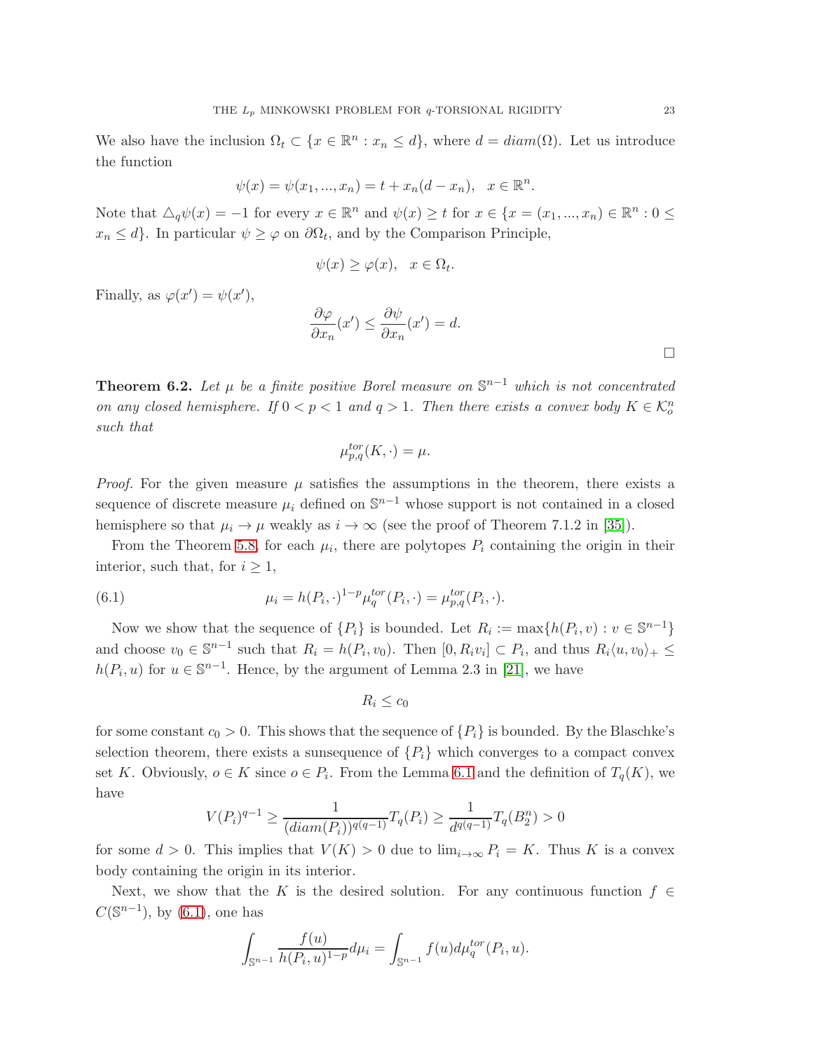We also have the inclusion $\Omega_t \subset \{x \in \mathbb{R}^n : x_n \leq d\}$, where $d = diam(\Omega)$. Let us introduce the function

$$\psi(x) = \psi(x_1, ..., x_n) = t + x_n(d - x_n), \quad x \in \mathbb{R}^n.$$

Note that $\triangle_q \psi(x) = -1$ for every $x \in \mathbb{R}^n$ and $\psi(x) \geq t$ for $x \in \{x = (x_1, ..., x_n) \in \mathbb{R}^n : 0 \leq x_n \leq d\}$. In particular $\psi \geq \varphi$ on $\partial\Omega_t$, and by the Comparison Principle,

$$\psi(x) \geq \varphi(x), \quad x \in \Omega_t.$$

Finally, as $\varphi(x') = \psi(x')$,

$$\frac{\partial \varphi}{\partial x_n}(x') \leq \frac{\partial \psi}{\partial x_n}(x') = d.$$

□

**Theorem 6.2.** *Let $\mu$ be a finite positive Borel measure on $\mathbb{S}^{n-1}$ which is not concentrated on any closed hemisphere. If $0 < p < 1$ and $q > 1$. Then there exists a convex body $K \in \mathcal{K}_o^n$ such that*

$$\mu_{p,q}^{tor}(K, \cdot) = \mu.$$

*Proof.* For the given measure $\mu$ satisfies the assumptions in the theorem, there exists a sequence of discrete measure $\mu_i$ defined on $\mathbb{S}^{n-1}$ whose support is not contained in a closed hemisphere so that $\mu_i \to \mu$ weakly as $i \to \infty$ (see the proof of Theorem 7.1.2 in [35]).

From the Theorem 5.8, for each $\mu_i$, there are polytopes $P_i$ containing the origin in their interior, such that, for $i \geq 1$,

$$\mu_i = h(P_i, \cdot)^{1-p} \mu_q^{tor}(P_i, \cdot) = \mu_{p,q}^{tor}(P_i, \cdot). \tag{6.1}$$

Now we show that the sequence of $\{P_i\}$ is bounded. Let $R_i := \max\{h(P_i, v) : v \in \mathbb{S}^{n-1}\}$ and choose $v_0 \in \mathbb{S}^{n-1}$ such that $R_i = h(P_i, v_0)$. Then $[0, R_i v_i] \subset P_i$, and thus $R_i \langle u, v_0 \rangle_+ \leq h(P_i, u)$ for $u \in \mathbb{S}^{n-1}$. Hence, by the argument of Lemma 2.3 in [21], we have

$$R_i \leq c_0$$

for some constant $c_0 > 0$. This shows that the sequence of $\{P_i\}$ is bounded. By the Blaschke's selection theorem, there exists a sunsequence of $\{P_i\}$ which converges to a compact convex set $K$. Obviously, $o \in K$ since $o \in P_i$. From the Lemma 6.1 and the definition of $T_q(K)$, we have

$$V(P_i)^{q-1} \geq \frac{1}{(diam(P_i))^{q(q-1)}} T_q(P_i) \geq \frac{1}{d^{q(q-1)}} T_q(B_2^n) > 0$$

for some $d > 0$. This implies that $V(K) > 0$ due to $\lim_{i \to \infty} P_i = K$. Thus $K$ is a convex body containing the origin in its interior.

Next, we show that the $K$ is the desired solution. For any continuous function $f \in C(\mathbb{S}^{n-1})$, by (6.1), one has

$$\int_{\mathbb{S}^{n-1}} \frac{f(u)}{h(P_i, u)^{1-p}} d\mu_i = \int_{\mathbb{S}^{n-1}} f(u) d\mu_q^{tor}(P_i, u).$$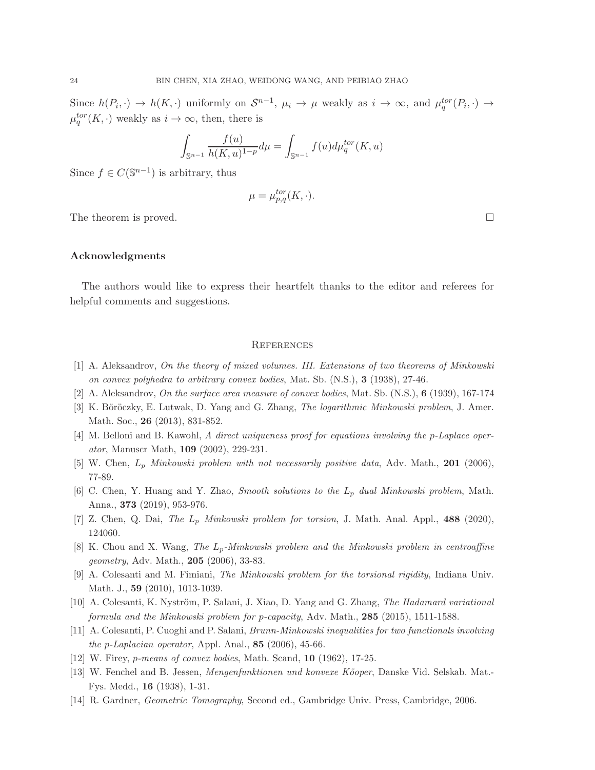Since $h(P_i, \cdot) \to h(K, \cdot)$ uniformly on $\mathcal{S}^{n-1}$, $\mu_i \to \mu$ weakly as $i \to \infty$, and $\mu_q^{tor}(P_i, \cdot) \to \mu_q^{tor}(K, \cdot)$ weakly as $i \to \infty$, then, there is

$$\int_{\mathbb{S}^{n-1}} \frac{f(u)}{h(K,u)^{1-p}} d\mu = \int_{\mathbb{S}^{n-1}} f(u) d\mu_q^{tor}(K, u)$$

Since $f \in C(\mathbb{S}^{n-1})$ is arbitrary, thus

$$\mu = \mu_{p,q}^{tor}(K, \cdot).$$

The theorem is proved. □

## Acknowledgments

The authors would like to express their heartfelt thanks to the editor and referees for helpful comments and suggestions.

## References

[1] A. Aleksandrov, *On the theory of mixed volumes. III. Extensions of two theorems of Minkowski on convex polyhedra to arbitrary convex bodies*, Mat. Sb. (N.S.), **3** (1938), 27-46.

[2] A. Aleksandrov, *On the surface area measure of convex bodies*, Mat. Sb. (N.S.), **6** (1939), 167-174

[3] K. Böröczky, E. Lutwak, D. Yang and G. Zhang, *The logarithmic Minkowski problem*, J. Amer. Math. Soc., **26** (2013), 831-852.

[4] M. Belloni and B. Kawohl, *A direct uniqueness proof for equations involving the p-Laplace operator*, Manuscr Math, **109** (2002), 229-231.

[5] W. Chen, *$L_p$ Minkowski problem with not necessarily positive data*, Adv. Math., **201** (2006), 77-89.

[6] C. Chen, Y. Huang and Y. Zhao, *Smooth solutions to the $L_p$ dual Minkowski problem*, Math. Anna., **373** (2019), 953-976.

[7] Z. Chen, Q. Dai, *The $L_p$ Minkowski problem for torsion*, J. Math. Anal. Appl., **488** (2020), 124060.

[8] K. Chou and X. Wang, *The $L_p$-Minkowski problem and the Minkowski problem in centroaffine geometry*, Adv. Math., **205** (2006), 33-83.

[9] A. Colesanti and M. Fimiani, *The Minkowski problem for the torsional rigidity*, Indiana Univ. Math. J., **59** (2010), 1013-1039.

[10] A. Colesanti, K. Nyström, P. Salani, J. Xiao, D. Yang and G. Zhang, *The Hadamard variational formula and the Minkowski problem for p-capacity*, Adv. Math., **285** (2015), 1511-1588.

[11] A. Colesanti, P. Cuoghi and P. Salani, *Brunn-Minkowski inequalities for two functionals involving the p-Laplacian operator*, Appl. Anal., **85** (2006), 45-66.

[12] W. Firey, *p-means of convex bodies*, Math. Scand, **10** (1962), 17-25.

[13] W. Fenchel and B. Jessen, *Mengenfunktionen und konvexe Köoper*, Danske Vid. Selskab. Mat.-Fys. Medd., **16** (1938), 1-31.

[14] R. Gardner, *Geometric Tomography*, Second ed., Gambridge Univ. Press, Cambridge, 2006.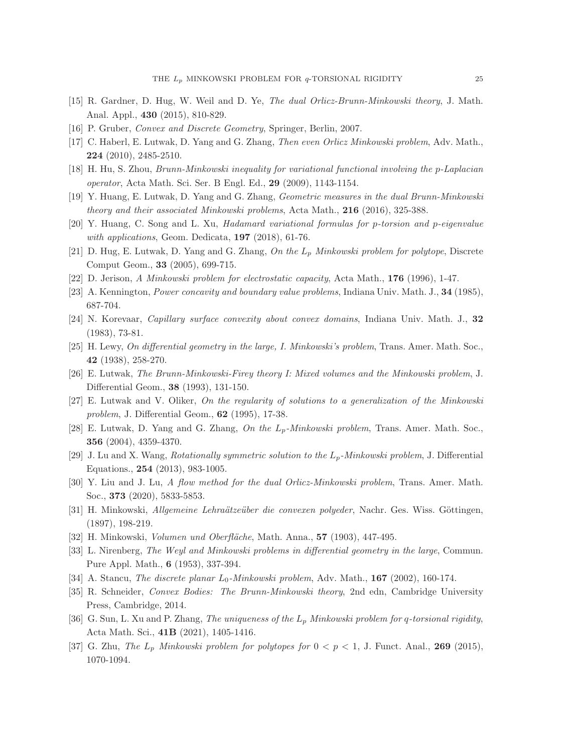[15] R. Gardner, D. Hug, W. Weil and D. Ye, *The dual Orlicz-Brunn-Minkowski theory*, J. Math. Anal. Appl., **430** (2015), 810-829.

[16] P. Gruber, *Convex and Discrete Geometry*, Springer, Berlin, 2007.

[17] C. Haberl, E. Lutwak, D. Yang and G. Zhang, *Then even Orlicz Minkowski problem*, Adv. Math., **224** (2010), 2485-2510.

[18] H. Hu, S. Zhou, *Brunn-Minkowski inequality for variational functional involving the p-Laplacian operator*, Acta Math. Sci. Ser. B Engl. Ed., **29** (2009), 1143-1154.

[19] Y. Huang, E. Lutwak, D. Yang and G. Zhang, *Geometric measures in the dual Brunn-Minkowski theory and their associated Minkowski problems*, Acta Math., **216** (2016), 325-388.

[20] Y. Huang, C. Song and L. Xu, *Hadamard variational formulas for p-torsion and p-eigenvalue with applications*, Geom. Dedicata, **197** (2018), 61-76.

[21] D. Hug, E. Lutwak, D. Yang and G. Zhang, *On the $L_p$ Minkowski problem for polytope*, Discrete Comput Geom., **33** (2005), 699-715.

[22] D. Jerison, *A Minkowski problem for electrostatic capacity*, Acta Math., **176** (1996), 1-47.

[23] A. Kennington, *Power concavity and boundary value problems*, Indiana Univ. Math. J., **34** (1985), 687-704.

[24] N. Korevaar, *Capillary surface convexity about convex domains*, Indiana Univ. Math. J., **32** (1983), 73-81.

[25] H. Lewy, *On differential geometry in the large, I. Minkowski's problem*, Trans. Amer. Math. Soc., **42** (1938), 258-270.

[26] E. Lutwak, *The Brunn-Minkowski-Firey theory I: Mixed volumes and the Minkowski problem*, J. Differential Geom., **38** (1993), 131-150.

[27] E. Lutwak and V. Oliker, *On the regularity of solutions to a generalization of the Minkowski problem*, J. Differential Geom., **62** (1995), 17-38.

[28] E. Lutwak, D. Yang and G. Zhang, *On the $L_p$-Minkowski problem*, Trans. Amer. Math. Soc., **356** (2004), 4359-4370.

[29] J. Lu and X. Wang, *Rotationally symmetric solution to the $L_p$-Minkowski problem*, J. Differential Equations., **254** (2013), 983-1005.

[30] Y. Liu and J. Lu, *A flow method for the dual Orlicz-Minkowski problem*, Trans. Amer. Math. Soc., **373** (2020), 5833-5853.

[31] H. Minkowski, *Allgemeine Lehraätzeüber die convexen polyeder*, Nachr. Ges. Wiss. Göttingen, (1897), 198-219.

[32] H. Minkowski, *Volumen und Oberfläche*, Math. Anna., **57** (1903), 447-495.

[33] L. Nirenberg, *The Weyl and Minkowski problems in differential geometry in the large*, Commun. Pure Appl. Math., **6** (1953), 337-394.

[34] A. Stancu, *The discrete planar $L_0$-Minkowski problem*, Adv. Math., **167** (2002), 160-174.

[35] R. Schneider, *Convex Bodies: The Brunn-Minkowski theory*, 2nd edn, Cambridge University Press, Cambridge, 2014.

[36] G. Sun, L. Xu and P. Zhang, *The uniqueness of the $L_p$ Minkowski problem for q-torsional rigidity*, Acta Math. Sci., **41B** (2021), 1405-1416.

[37] G. Zhu, *The $L_p$ Minkowski problem for polytopes for $0 < p < 1$*, J. Funct. Anal., **269** (2015), 1070-1094.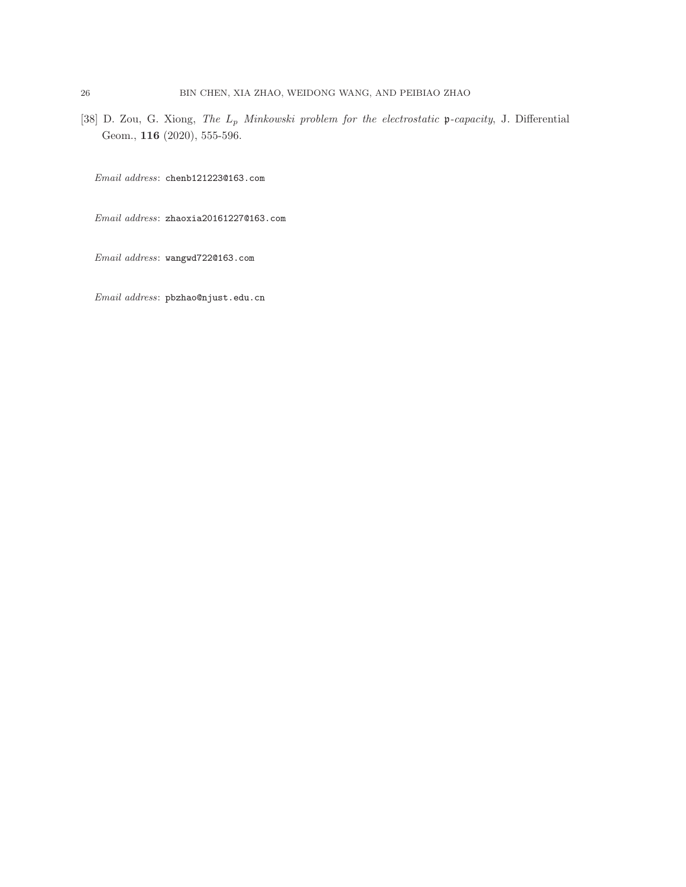[38] D. Zou, G. Xiong, *The $L_p$ Minkowski problem for the electrostatic $\mathfrak{p}$-capacity*, J. Differential Geom., **116** (2020), 555-596.

*Email address*: `chenb121223@163.com`

*Email address*: `zhaoxia20161227@163.com`

*Email address*: `wangwd722@163.com`

*Email address*: `pbzhao@njust.edu.cn`